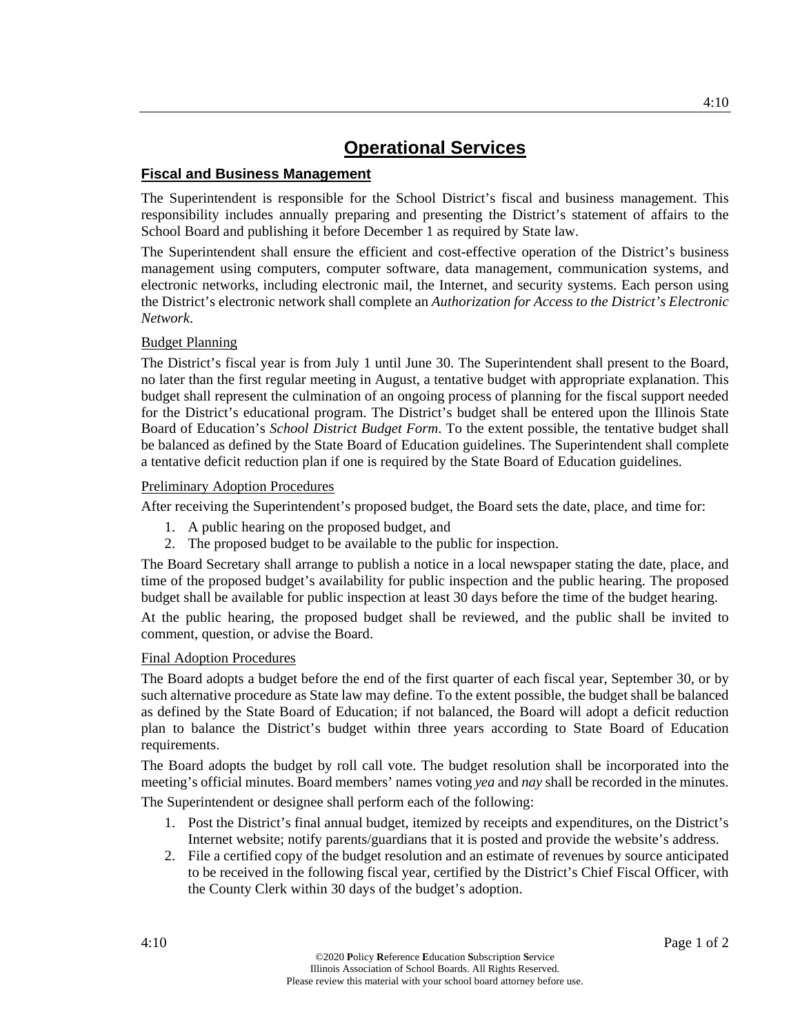# Operational Services

## Fiscal and Business Management

The Superintendent is responsible for the School District's fiscal and business management. This responsibility includes annually preparing and presenting the District's statement of affairs to the School Board and publishing it before December 1 as required by State law.

The Superintendent shall ensure the efficient and cost-effective operation of the District's business management using computers, computer software, data management, communication systems, and electronic networks, including electronic mail, the Internet, and security systems. Each person using the District's electronic network shall complete an *Authorization for Access to the District's Electronic Network*.

### Budget Planning

The District's fiscal year is from July 1 until June 30. The Superintendent shall present to the Board, no later than the first regular meeting in August, a tentative budget with appropriate explanation. This budget shall represent the culmination of an ongoing process of planning for the fiscal support needed for the District's educational program. The District's budget shall be entered upon the Illinois State Board of Education's *School District Budget Form*. To the extent possible, the tentative budget shall be balanced as defined by the State Board of Education guidelines. The Superintendent shall complete a tentative deficit reduction plan if one is required by the State Board of Education guidelines.

### Preliminary Adoption Procedures

After receiving the Superintendent's proposed budget, the Board sets the date, place, and time for:

1. A public hearing on the proposed budget, and
2. The proposed budget to be available to the public for inspection.

The Board Secretary shall arrange to publish a notice in a local newspaper stating the date, place, and time of the proposed budget's availability for public inspection and the public hearing. The proposed budget shall be available for public inspection at least 30 days before the time of the budget hearing.

At the public hearing, the proposed budget shall be reviewed, and the public shall be invited to comment, question, or advise the Board.

### Final Adoption Procedures

The Board adopts a budget before the end of the first quarter of each fiscal year, September 30, or by such alternative procedure as State law may define. To the extent possible, the budget shall be balanced as defined by the State Board of Education; if not balanced, the Board will adopt a deficit reduction plan to balance the District's budget within three years according to State Board of Education requirements.

The Board adopts the budget by roll call vote. The budget resolution shall be incorporated into the meeting's official minutes. Board members' names voting *yea* and *nay* shall be recorded in the minutes.

The Superintendent or designee shall perform each of the following:

1. Post the District's final annual budget, itemized by receipts and expenditures, on the District's Internet website; notify parents/guardians that it is posted and provide the website's address.
2. File a certified copy of the budget resolution and an estimate of revenues by source anticipated to be received in the following fiscal year, certified by the District's Chief Fiscal Officer, with the County Clerk within 30 days of the budget's adoption.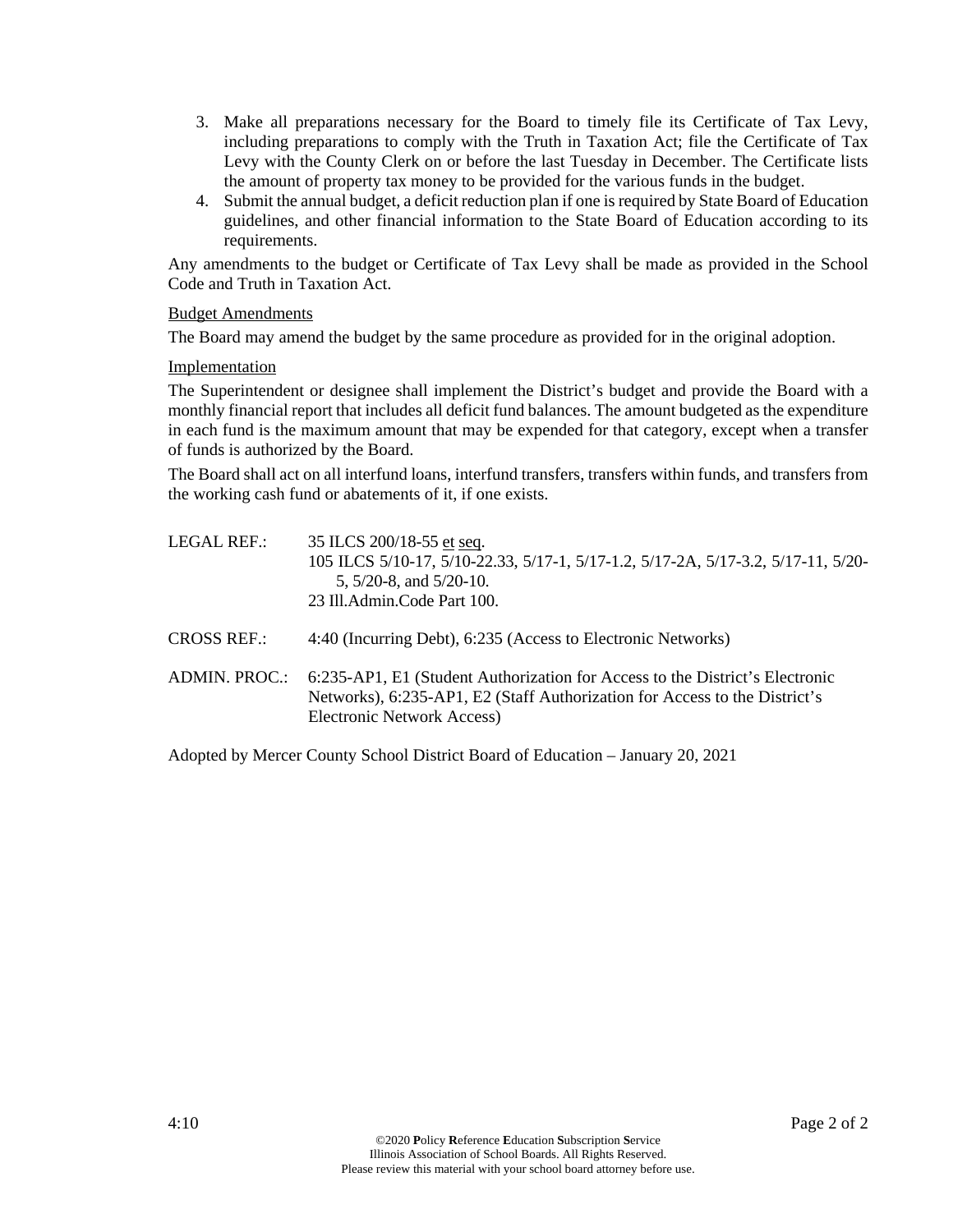3. Make all preparations necessary for the Board to timely file its Certificate of Tax Levy, including preparations to comply with the Truth in Taxation Act; file the Certificate of Tax Levy with the County Clerk on or before the last Tuesday in December. The Certificate lists the amount of property tax money to be provided for the various funds in the budget.
4. Submit the annual budget, a deficit reduction plan if one is required by State Board of Education guidelines, and other financial information to the State Board of Education according to its requirements.

Any amendments to the budget or Certificate of Tax Levy shall be made as provided in the School Code and Truth in Taxation Act.

Budget Amendments

The Board may amend the budget by the same procedure as provided for in the original adoption.

Implementation

The Superintendent or designee shall implement the District's budget and provide the Board with a monthly financial report that includes all deficit fund balances. The amount budgeted as the expenditure in each fund is the maximum amount that may be expended for that category, except when a transfer of funds is authorized by the Board.

The Board shall act on all interfund loans, interfund transfers, transfers within funds, and transfers from the working cash fund or abatements of it, if one exists.

LEGAL REF.: 35 ILCS 200/18-55 et seq.
105 ILCS 5/10-17, 5/10-22.33, 5/17-1, 5/17-1.2, 5/17-2A, 5/17-3.2, 5/17-11, 5/20-5, 5/20-8, and 5/20-10.
23 Ill.Admin.Code Part 100.

CROSS REF.: 4:40 (Incurring Debt), 6:235 (Access to Electronic Networks)

ADMIN. PROC.: 6:235-AP1, E1 (Student Authorization for Access to the District's Electronic Networks), 6:235-AP1, E2 (Staff Authorization for Access to the District's Electronic Network Access)

Adopted by Mercer County School District Board of Education – January 20, 2021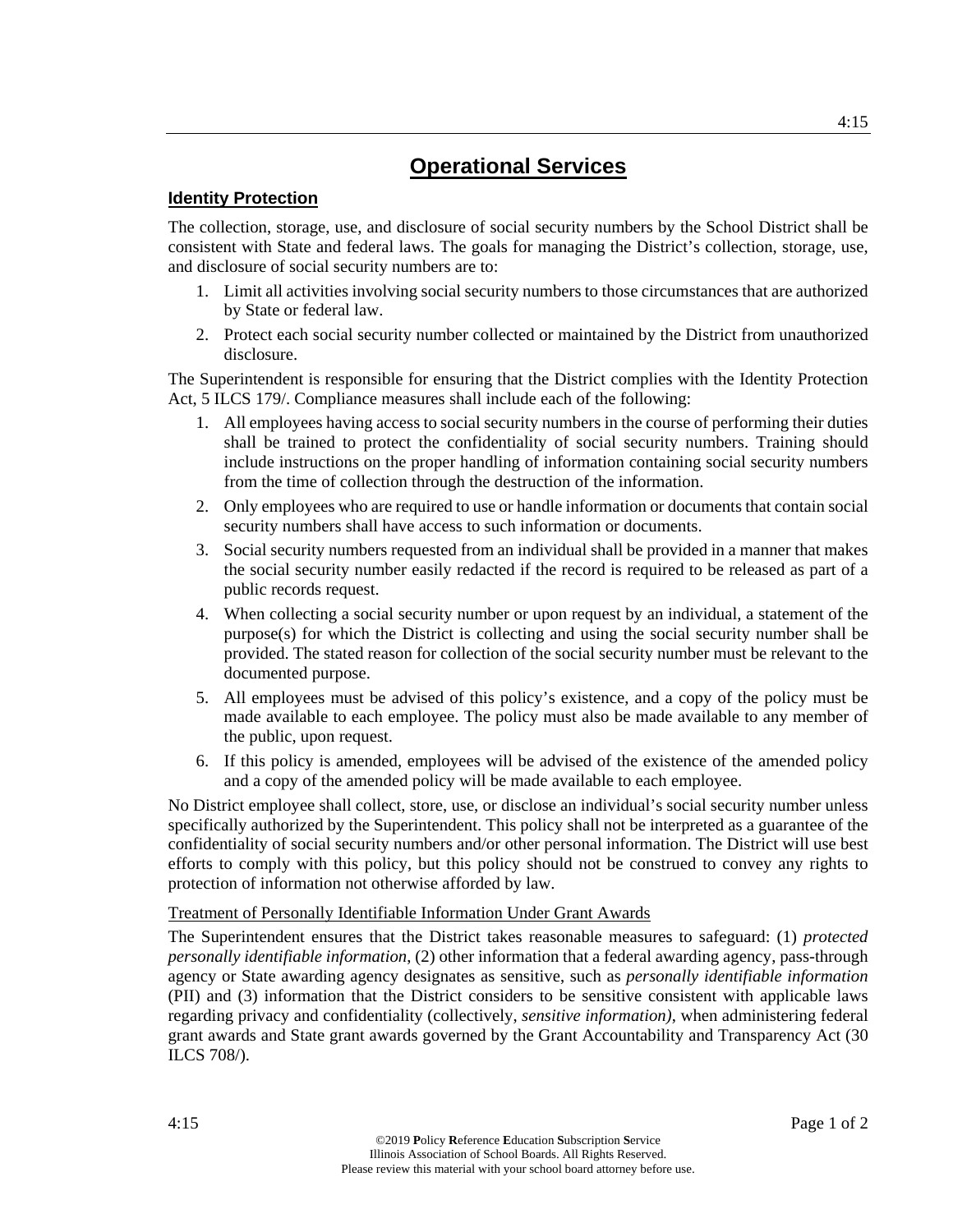# Operational Services

## Identity Protection

The collection, storage, use, and disclosure of social security numbers by the School District shall be consistent with State and federal laws. The goals for managing the District's collection, storage, use, and disclosure of social security numbers are to:

1. Limit all activities involving social security numbers to those circumstances that are authorized by State or federal law.
2. Protect each social security number collected or maintained by the District from unauthorized disclosure.

The Superintendent is responsible for ensuring that the District complies with the Identity Protection Act, 5 ILCS 179/. Compliance measures shall include each of the following:

1. All employees having access to social security numbers in the course of performing their duties shall be trained to protect the confidentiality of social security numbers. Training should include instructions on the proper handling of information containing social security numbers from the time of collection through the destruction of the information.
2. Only employees who are required to use or handle information or documents that contain social security numbers shall have access to such information or documents.
3. Social security numbers requested from an individual shall be provided in a manner that makes the social security number easily redacted if the record is required to be released as part of a public records request.
4. When collecting a social security number or upon request by an individual, a statement of the purpose(s) for which the District is collecting and using the social security number shall be provided. The stated reason for collection of the social security number must be relevant to the documented purpose.
5. All employees must be advised of this policy's existence, and a copy of the policy must be made available to each employee. The policy must also be made available to any member of the public, upon request.
6. If this policy is amended, employees will be advised of the existence of the amended policy and a copy of the amended policy will be made available to each employee.

No District employee shall collect, store, use, or disclose an individual's social security number unless specifically authorized by the Superintendent. This policy shall not be interpreted as a guarantee of the confidentiality of social security numbers and/or other personal information. The District will use best efforts to comply with this policy, but this policy should not be construed to convey any rights to protection of information not otherwise afforded by law.

### Treatment of Personally Identifiable Information Under Grant Awards

The Superintendent ensures that the District takes reasonable measures to safeguard: (1) *protected personally identifiable information*, (2) other information that a federal awarding agency, pass-through agency or State awarding agency designates as sensitive, such as *personally identifiable information* (PII) and (3) information that the District considers to be sensitive consistent with applicable laws regarding privacy and confidentiality (collectively, *sensitive information)*, when administering federal grant awards and State grant awards governed by the Grant Accountability and Transparency Act (30 ILCS 708/).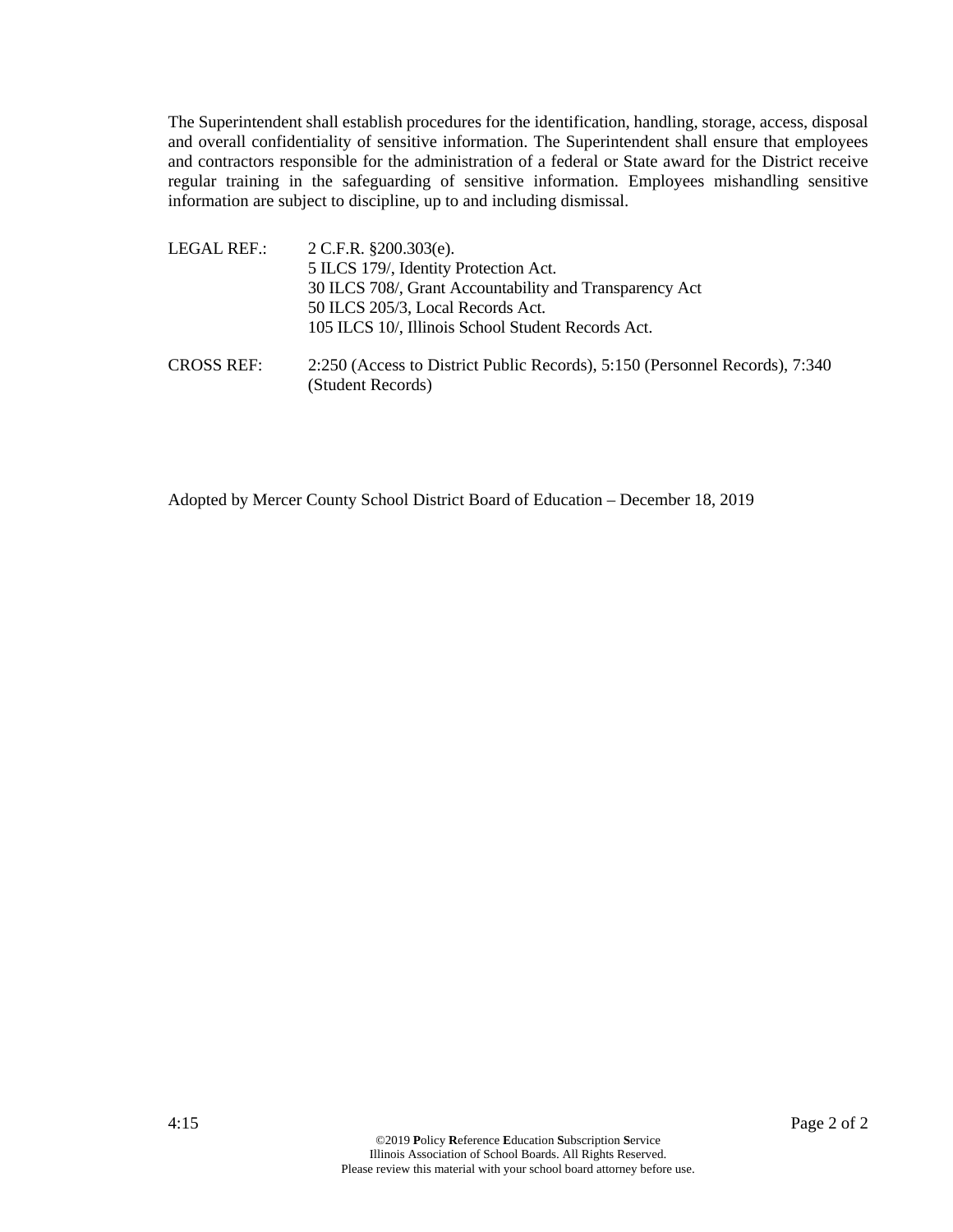The Superintendent shall establish procedures for the identification, handling, storage, access, disposal and overall confidentiality of sensitive information. The Superintendent shall ensure that employees and contractors responsible for the administration of a federal or State award for the District receive regular training in the safeguarding of sensitive information. Employees mishandling sensitive information are subject to discipline, up to and including dismissal.

LEGAL REF.: 2 C.F.R. §200.303(e).
5 ILCS 179/, Identity Protection Act.
30 ILCS 708/, Grant Accountability and Transparency Act
50 ILCS 205/3, Local Records Act.
105 ILCS 10/, Illinois School Student Records Act.

CROSS REF: 2:250 (Access to District Public Records), 5:150 (Personnel Records), 7:340 (Student Records)

Adopted by Mercer County School District Board of Education – December 18, 2019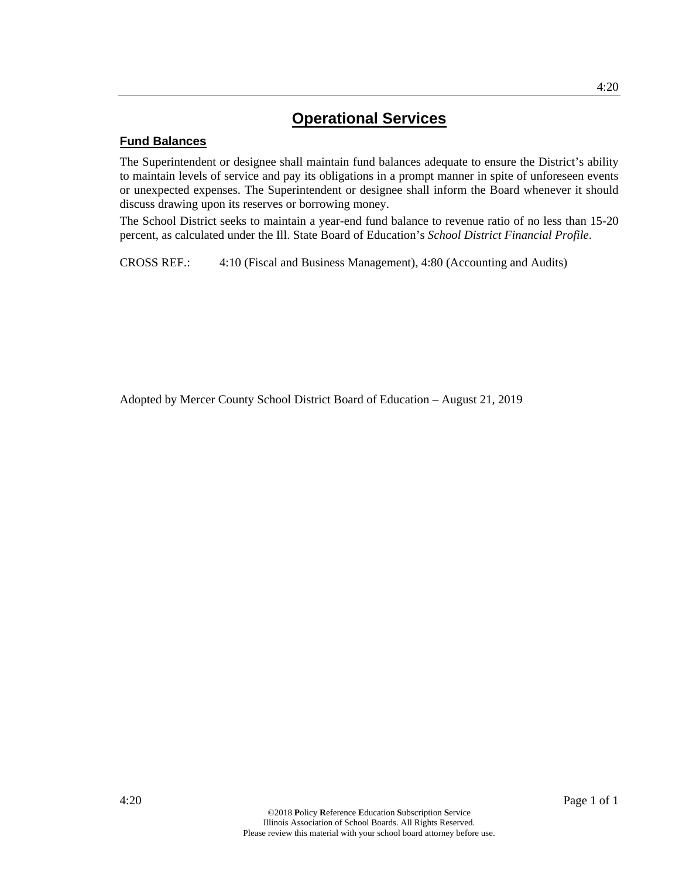# Operational Services

## Fund Balances

The Superintendent or designee shall maintain fund balances adequate to ensure the District's ability to maintain levels of service and pay its obligations in a prompt manner in spite of unforeseen events or unexpected expenses. The Superintendent or designee shall inform the Board whenever it should discuss drawing upon its reserves or borrowing money.

The School District seeks to maintain a year-end fund balance to revenue ratio of no less than 15-20 percent, as calculated under the Ill. State Board of Education's *School District Financial Profile*.

CROSS REF.: 4:10 (Fiscal and Business Management), 4:80 (Accounting and Audits)

Adopted by Mercer County School District Board of Education – August 21, 2019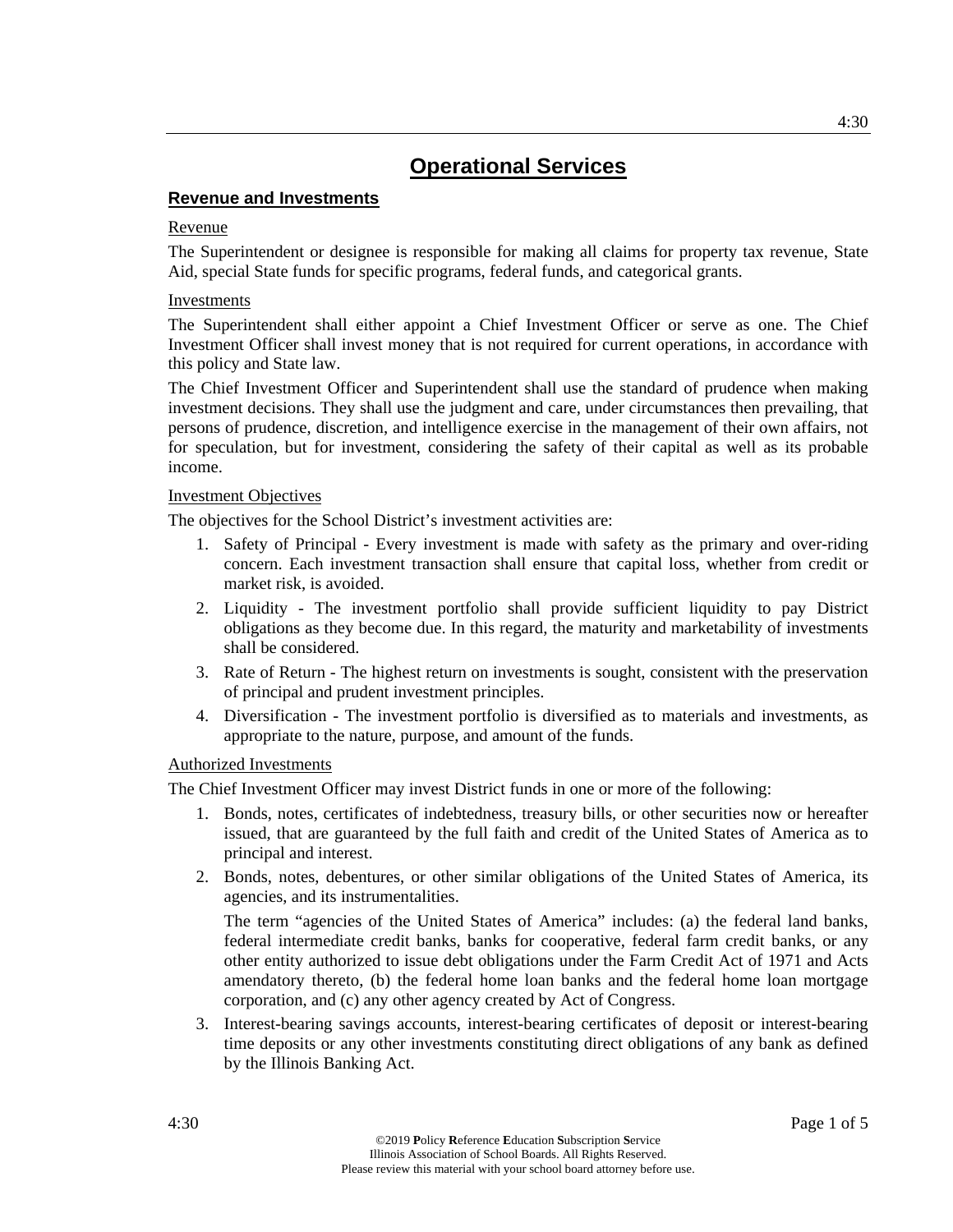# Operational Services

## Revenue and Investments

### Revenue

The Superintendent or designee is responsible for making all claims for property tax revenue, State Aid, special State funds for specific programs, federal funds, and categorical grants.

### Investments

The Superintendent shall either appoint a Chief Investment Officer or serve as one. The Chief Investment Officer shall invest money that is not required for current operations, in accordance with this policy and State law.

The Chief Investment Officer and Superintendent shall use the standard of prudence when making investment decisions. They shall use the judgment and care, under circumstances then prevailing, that persons of prudence, discretion, and intelligence exercise in the management of their own affairs, not for speculation, but for investment, considering the safety of their capital as well as its probable income.

### Investment Objectives

The objectives for the School District's investment activities are:

1. Safety of Principal - Every investment is made with safety as the primary and over-riding concern. Each investment transaction shall ensure that capital loss, whether from credit or market risk, is avoided.
2. Liquidity - The investment portfolio shall provide sufficient liquidity to pay District obligations as they become due. In this regard, the maturity and marketability of investments shall be considered.
3. Rate of Return - The highest return on investments is sought, consistent with the preservation of principal and prudent investment principles.
4. Diversification - The investment portfolio is diversified as to materials and investments, as appropriate to the nature, purpose, and amount of the funds.

### Authorized Investments

The Chief Investment Officer may invest District funds in one or more of the following:

1. Bonds, notes, certificates of indebtedness, treasury bills, or other securities now or hereafter issued, that are guaranteed by the full faith and credit of the United States of America as to principal and interest.
2. Bonds, notes, debentures, or other similar obligations of the United States of America, its agencies, and its instrumentalities.

   The term "agencies of the United States of America" includes: (a) the federal land banks, federal intermediate credit banks, banks for cooperative, federal farm credit banks, or any other entity authorized to issue debt obligations under the Farm Credit Act of 1971 and Acts amendatory thereto, (b) the federal home loan banks and the federal home loan mortgage corporation, and (c) any other agency created by Act of Congress.

3. Interest-bearing savings accounts, interest-bearing certificates of deposit or interest-bearing time deposits or any other investments constituting direct obligations of any bank as defined by the Illinois Banking Act.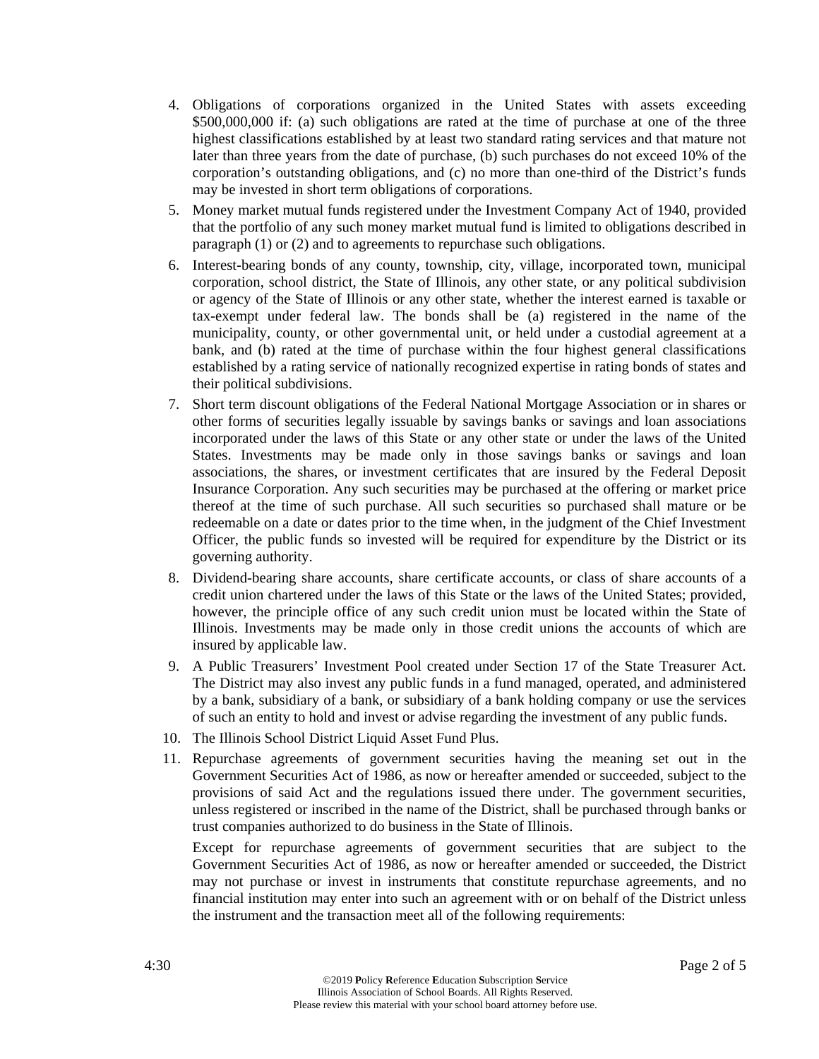4. Obligations of corporations organized in the United States with assets exceeding $500,000,000 if: (a) such obligations are rated at the time of purchase at one of the three highest classifications established by at least two standard rating services and that mature not later than three years from the date of purchase, (b) such purchases do not exceed 10% of the corporation's outstanding obligations, and (c) no more than one-third of the District's funds may be invested in short term obligations of corporations.
5. Money market mutual funds registered under the Investment Company Act of 1940, provided that the portfolio of any such money market mutual fund is limited to obligations described in paragraph (1) or (2) and to agreements to repurchase such obligations.
6. Interest-bearing bonds of any county, township, city, village, incorporated town, municipal corporation, school district, the State of Illinois, any other state, or any political subdivision or agency of the State of Illinois or any other state, whether the interest earned is taxable or tax-exempt under federal law. The bonds shall be (a) registered in the name of the municipality, county, or other governmental unit, or held under a custodial agreement at a bank, and (b) rated at the time of purchase within the four highest general classifications established by a rating service of nationally recognized expertise in rating bonds of states and their political subdivisions.
7. Short term discount obligations of the Federal National Mortgage Association or in shares or other forms of securities legally issuable by savings banks or savings and loan associations incorporated under the laws of this State or any other state or under the laws of the United States. Investments may be made only in those savings banks or savings and loan associations, the shares, or investment certificates that are insured by the Federal Deposit Insurance Corporation. Any such securities may be purchased at the offering or market price thereof at the time of such purchase. All such securities so purchased shall mature or be redeemable on a date or dates prior to the time when, in the judgment of the Chief Investment Officer, the public funds so invested will be required for expenditure by the District or its governing authority.
8. Dividend-bearing share accounts, share certificate accounts, or class of share accounts of a credit union chartered under the laws of this State or the laws of the United States; provided, however, the principle office of any such credit union must be located within the State of Illinois. Investments may be made only in those credit unions the accounts of which are insured by applicable law.
9. A Public Treasurers' Investment Pool created under Section 17 of the State Treasurer Act. The District may also invest any public funds in a fund managed, operated, and administered by a bank, subsidiary of a bank, or subsidiary of a bank holding company or use the services of such an entity to hold and invest or advise regarding the investment of any public funds.
10. The Illinois School District Liquid Asset Fund Plus.
11. Repurchase agreements of government securities having the meaning set out in the Government Securities Act of 1986, as now or hereafter amended or succeeded, subject to the provisions of said Act and the regulations issued there under. The government securities, unless registered or inscribed in the name of the District, shall be purchased through banks or trust companies authorized to do business in the State of Illinois.

    Except for repurchase agreements of government securities that are subject to the Government Securities Act of 1986, as now or hereafter amended or succeeded, the District may not purchase or invest in instruments that constitute repurchase agreements, and no financial institution may enter into such an agreement with or on behalf of the District unless the instrument and the transaction meet all of the following requirements: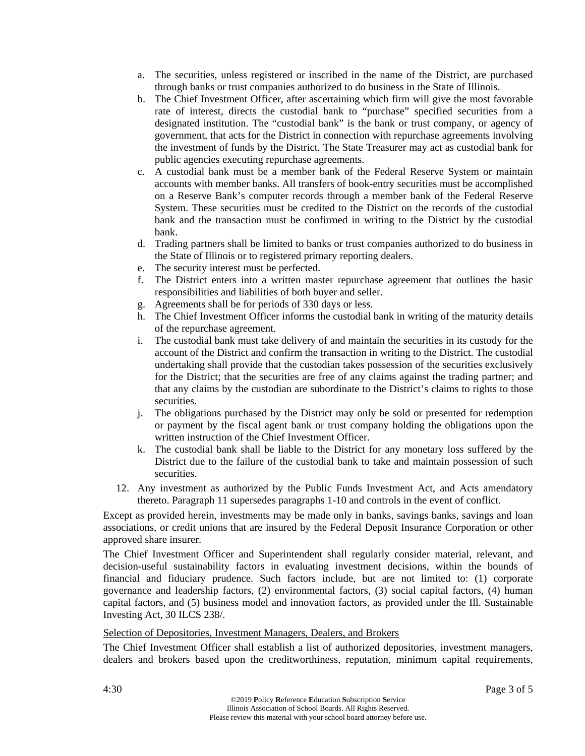a. The securities, unless registered or inscribed in the name of the District, are purchased through banks or trust companies authorized to do business in the State of Illinois.
b. The Chief Investment Officer, after ascertaining which firm will give the most favorable rate of interest, directs the custodial bank to "purchase" specified securities from a designated institution. The "custodial bank" is the bank or trust company, or agency of government, that acts for the District in connection with repurchase agreements involving the investment of funds by the District. The State Treasurer may act as custodial bank for public agencies executing repurchase agreements.
c. A custodial bank must be a member bank of the Federal Reserve System or maintain accounts with member banks. All transfers of book-entry securities must be accomplished on a Reserve Bank's computer records through a member bank of the Federal Reserve System. These securities must be credited to the District on the records of the custodial bank and the transaction must be confirmed in writing to the District by the custodial bank.
d. Trading partners shall be limited to banks or trust companies authorized to do business in the State of Illinois or to registered primary reporting dealers.
e. The security interest must be perfected.
f. The District enters into a written master repurchase agreement that outlines the basic responsibilities and liabilities of both buyer and seller.
g. Agreements shall be for periods of 330 days or less.
h. The Chief Investment Officer informs the custodial bank in writing of the maturity details of the repurchase agreement.
i. The custodial bank must take delivery of and maintain the securities in its custody for the account of the District and confirm the transaction in writing to the District. The custodial undertaking shall provide that the custodian takes possession of the securities exclusively for the District; that the securities are free of any claims against the trading partner; and that any claims by the custodian are subordinate to the District's claims to rights to those securities.
j. The obligations purchased by the District may only be sold or presented for redemption or payment by the fiscal agent bank or trust company holding the obligations upon the written instruction of the Chief Investment Officer.
k. The custodial bank shall be liable to the District for any monetary loss suffered by the District due to the failure of the custodial bank to take and maintain possession of such securities.

12. Any investment as authorized by the Public Funds Investment Act, and Acts amendatory thereto. Paragraph 11 supersedes paragraphs 1-10 and controls in the event of conflict.

Except as provided herein, investments may be made only in banks, savings banks, savings and loan associations, or credit unions that are insured by the Federal Deposit Insurance Corporation or other approved share insurer.

The Chief Investment Officer and Superintendent shall regularly consider material, relevant, and decision-useful sustainability factors in evaluating investment decisions, within the bounds of financial and fiduciary prudence. Such factors include, but are not limited to: (1) corporate governance and leadership factors, (2) environmental factors, (3) social capital factors, (4) human capital factors, and (5) business model and innovation factors, as provided under the Ill. Sustainable Investing Act, 30 ILCS 238/.

<u>Selection of Depositories, Investment Managers, Dealers, and Brokers</u>

The Chief Investment Officer shall establish a list of authorized depositories, investment managers, dealers and brokers based upon the creditworthiness, reputation, minimum capital requirements,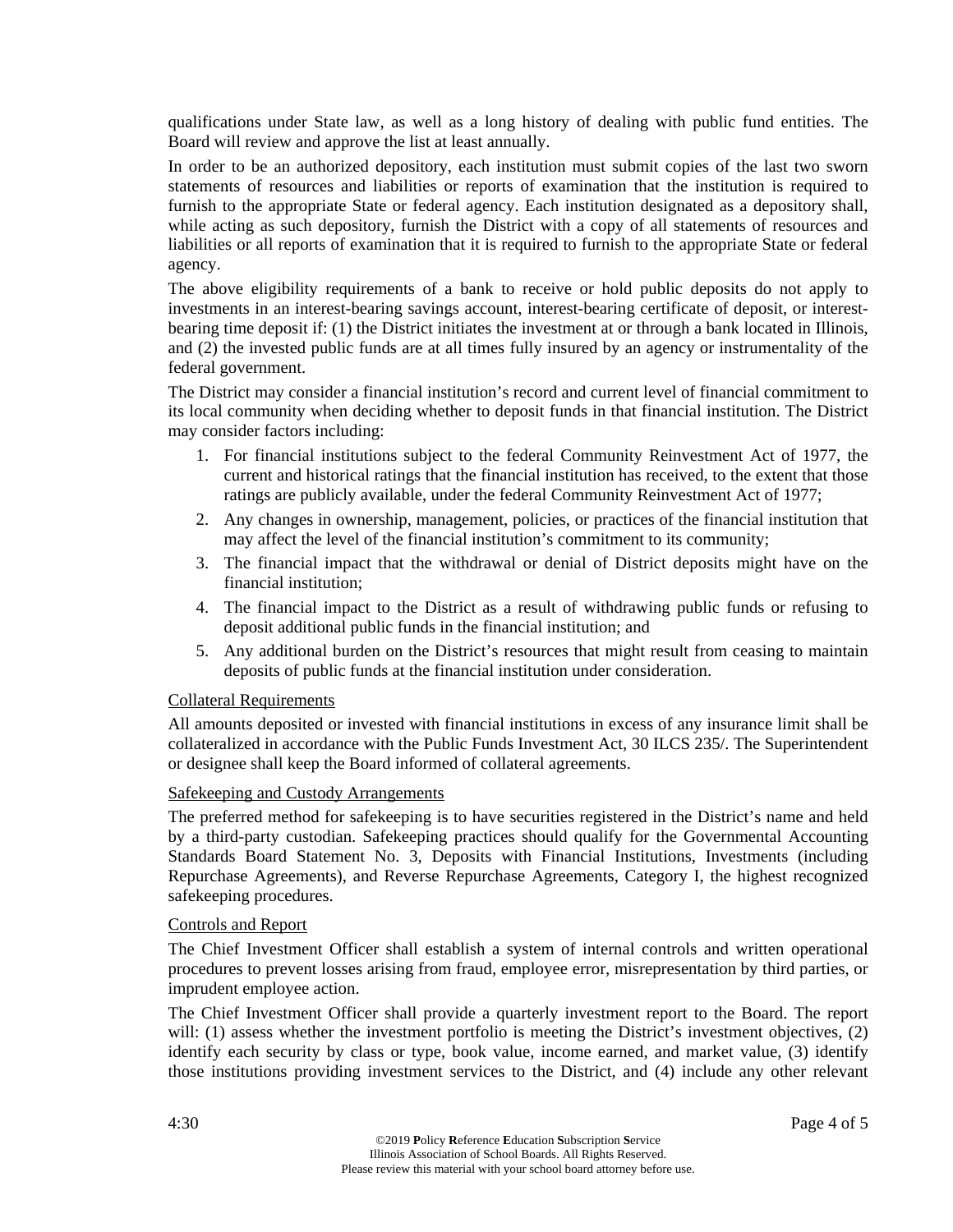qualifications under State law, as well as a long history of dealing with public fund entities. The Board will review and approve the list at least annually.

In order to be an authorized depository, each institution must submit copies of the last two sworn statements of resources and liabilities or reports of examination that the institution is required to furnish to the appropriate State or federal agency. Each institution designated as a depository shall, while acting as such depository, furnish the District with a copy of all statements of resources and liabilities or all reports of examination that it is required to furnish to the appropriate State or federal agency.

The above eligibility requirements of a bank to receive or hold public deposits do not apply to investments in an interest-bearing savings account, interest-bearing certificate of deposit, or interest-bearing time deposit if: (1) the District initiates the investment at or through a bank located in Illinois, and (2) the invested public funds are at all times fully insured by an agency or instrumentality of the federal government.

The District may consider a financial institution's record and current level of financial commitment to its local community when deciding whether to deposit funds in that financial institution. The District may consider factors including:

1. For financial institutions subject to the federal Community Reinvestment Act of 1977, the current and historical ratings that the financial institution has received, to the extent that those ratings are publicly available, under the federal Community Reinvestment Act of 1977;
2. Any changes in ownership, management, policies, or practices of the financial institution that may affect the level of the financial institution's commitment to its community;
3. The financial impact that the withdrawal or denial of District deposits might have on the financial institution;
4. The financial impact to the District as a result of withdrawing public funds or refusing to deposit additional public funds in the financial institution; and
5. Any additional burden on the District's resources that might result from ceasing to maintain deposits of public funds at the financial institution under consideration.

Collateral Requirements

All amounts deposited or invested with financial institutions in excess of any insurance limit shall be collateralized in accordance with the Public Funds Investment Act, 30 ILCS 235/. The Superintendent or designee shall keep the Board informed of collateral agreements.

Safekeeping and Custody Arrangements

The preferred method for safekeeping is to have securities registered in the District's name and held by a third-party custodian. Safekeeping practices should qualify for the Governmental Accounting Standards Board Statement No. 3, Deposits with Financial Institutions, Investments (including Repurchase Agreements), and Reverse Repurchase Agreements, Category I, the highest recognized safekeeping procedures.

Controls and Report

The Chief Investment Officer shall establish a system of internal controls and written operational procedures to prevent losses arising from fraud, employee error, misrepresentation by third parties, or imprudent employee action.

The Chief Investment Officer shall provide a quarterly investment report to the Board. The report will: (1) assess whether the investment portfolio is meeting the District's investment objectives, (2) identify each security by class or type, book value, income earned, and market value, (3) identify those institutions providing investment services to the District, and (4) include any other relevant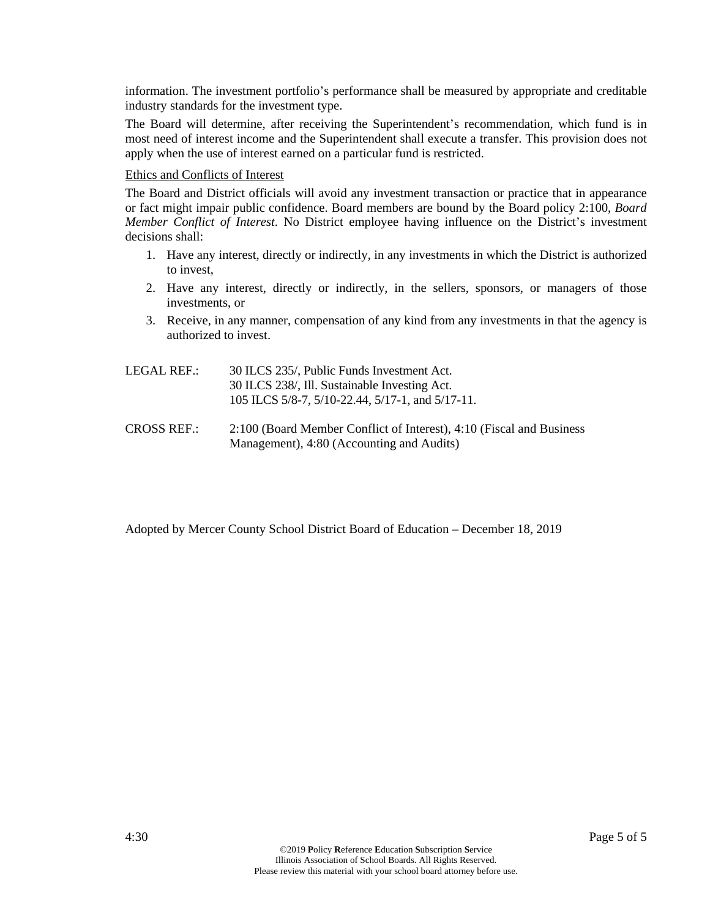information. The investment portfolio's performance shall be measured by appropriate and creditable industry standards for the investment type.

The Board will determine, after receiving the Superintendent's recommendation, which fund is in most need of interest income and the Superintendent shall execute a transfer. This provision does not apply when the use of interest earned on a particular fund is restricted.

Ethics and Conflicts of Interest

The Board and District officials will avoid any investment transaction or practice that in appearance or fact might impair public confidence. Board members are bound by the Board policy 2:100, *Board Member Conflict of Interest*. No District employee having influence on the District's investment decisions shall:

1. Have any interest, directly or indirectly, in any investments in which the District is authorized to invest,
2. Have any interest, directly or indirectly, in the sellers, sponsors, or managers of those investments, or
3. Receive, in any manner, compensation of any kind from any investments in that the agency is authorized to invest.

LEGAL REF.: 30 ILCS 235/, Public Funds Investment Act.
30 ILCS 238/, Ill. Sustainable Investing Act.
105 ILCS 5/8-7, 5/10-22.44, 5/17-1, and 5/17-11.

CROSS REF.: 2:100 (Board Member Conflict of Interest), 4:10 (Fiscal and Business Management), 4:80 (Accounting and Audits)

Adopted by Mercer County School District Board of Education – December 18, 2019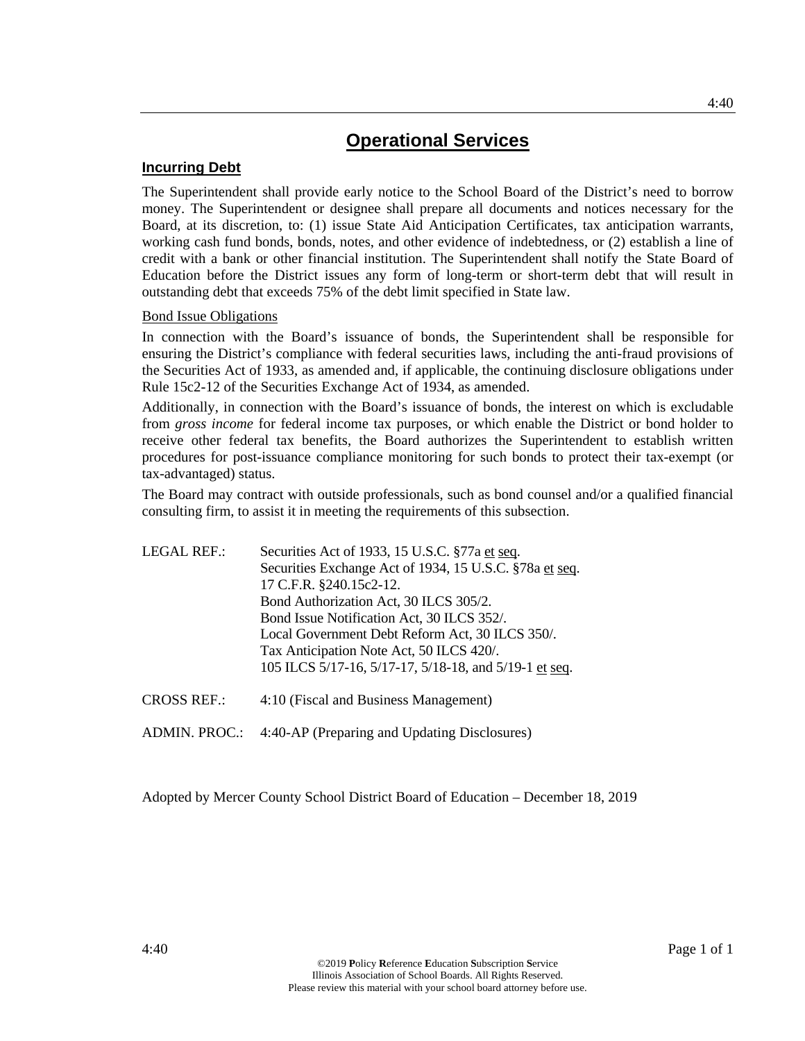# Operational Services

## Incurring Debt

The Superintendent shall provide early notice to the School Board of the District's need to borrow money. The Superintendent or designee shall prepare all documents and notices necessary for the Board, at its discretion, to: (1) issue State Aid Anticipation Certificates, tax anticipation warrants, working cash fund bonds, bonds, notes, and other evidence of indebtedness, or (2) establish a line of credit with a bank or other financial institution. The Superintendent shall notify the State Board of Education before the District issues any form of long-term or short-term debt that will result in outstanding debt that exceeds 75% of the debt limit specified in State law.

### Bond Issue Obligations

In connection with the Board's issuance of bonds, the Superintendent shall be responsible for ensuring the District's compliance with federal securities laws, including the anti-fraud provisions of the Securities Act of 1933, as amended and, if applicable, the continuing disclosure obligations under Rule 15c2-12 of the Securities Exchange Act of 1934, as amended.

Additionally, in connection with the Board's issuance of bonds, the interest on which is excludable from *gross income* for federal income tax purposes, or which enable the District or bond holder to receive other federal tax benefits, the Board authorizes the Superintendent to establish written procedures for post-issuance compliance monitoring for such bonds to protect their tax-exempt (or tax-advantaged) status.

The Board may contract with outside professionals, such as bond counsel and/or a qualified financial consulting firm, to assist it in meeting the requirements of this subsection.

LEGAL REF.:
Securities Act of 1933, 15 U.S.C. §77a et seq.
Securities Exchange Act of 1934, 15 U.S.C. §78a et seq.
17 C.F.R. §240.15c2-12.
Bond Authorization Act, 30 ILCS 305/2.
Bond Issue Notification Act, 30 ILCS 352/.
Local Government Debt Reform Act, 30 ILCS 350/.
Tax Anticipation Note Act, 50 ILCS 420/.
105 ILCS 5/17-16, 5/17-17, 5/18-18, and 5/19-1 et seq.

CROSS REF.: 4:10 (Fiscal and Business Management)

ADMIN. PROC.: 4:40-AP (Preparing and Updating Disclosures)

Adopted by Mercer County School District Board of Education – December 18, 2019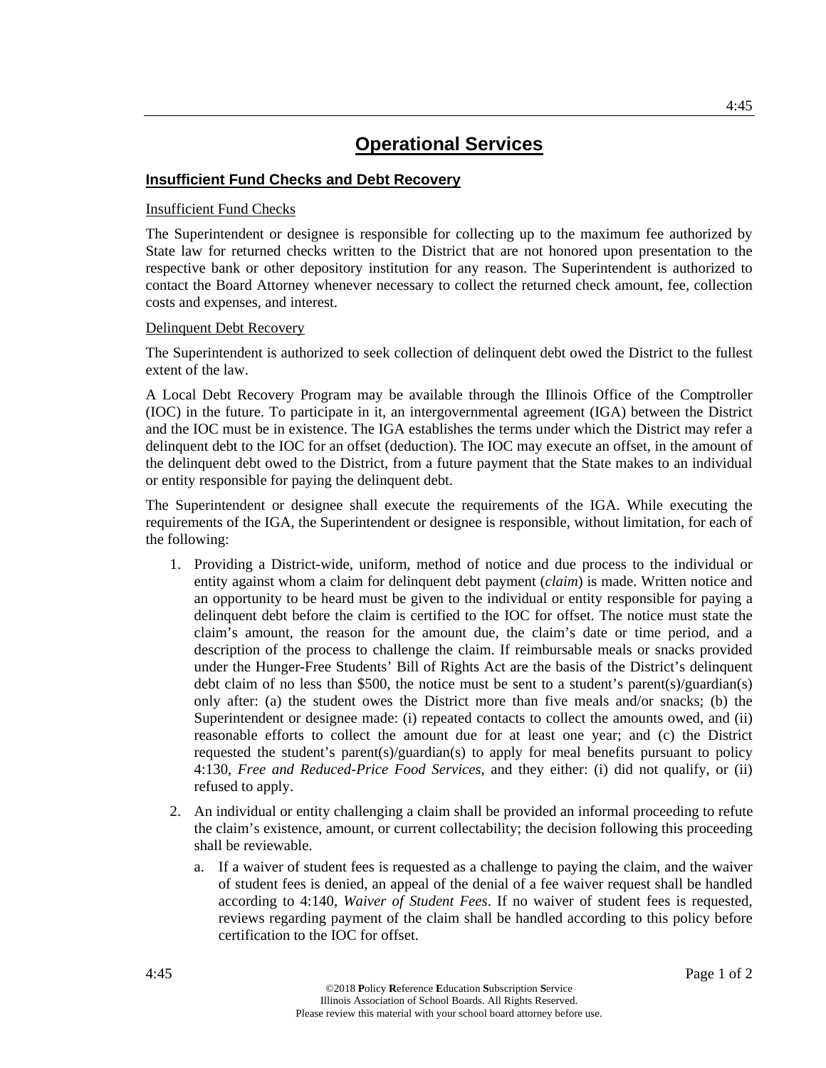# Operational Services

## Insufficient Fund Checks and Debt Recovery

Insufficient Fund Checks

The Superintendent or designee is responsible for collecting up to the maximum fee authorized by State law for returned checks written to the District that are not honored upon presentation to the respective bank or other depository institution for any reason. The Superintendent is authorized to contact the Board Attorney whenever necessary to collect the returned check amount, fee, collection costs and expenses, and interest.

Delinquent Debt Recovery

The Superintendent is authorized to seek collection of delinquent debt owed the District to the fullest extent of the law.

A Local Debt Recovery Program may be available through the Illinois Office of the Comptroller (IOC) in the future. To participate in it, an intergovernmental agreement (IGA) between the District and the IOC must be in existence. The IGA establishes the terms under which the District may refer a delinquent debt to the IOC for an offset (deduction). The IOC may execute an offset, in the amount of the delinquent debt owed to the District, from a future payment that the State makes to an individual or entity responsible for paying the delinquent debt.

The Superintendent or designee shall execute the requirements of the IGA. While executing the requirements of the IGA, the Superintendent or designee is responsible, without limitation, for each of the following:

1. Providing a District-wide, uniform, method of notice and due process to the individual or entity against whom a claim for delinquent debt payment (*claim*) is made. Written notice and an opportunity to be heard must be given to the individual or entity responsible for paying a delinquent debt before the claim is certified to the IOC for offset. The notice must state the claim's amount, the reason for the amount due, the claim's date or time period, and a description of the process to challenge the claim. If reimbursable meals or snacks provided under the Hunger-Free Students' Bill of Rights Act are the basis of the District's delinquent debt claim of no less than $500, the notice must be sent to a student's parent(s)/guardian(s) only after: (a) the student owes the District more than five meals and/or snacks; (b) the Superintendent or designee made: (i) repeated contacts to collect the amounts owed, and (ii) reasonable efforts to collect the amount due for at least one year; and (c) the District requested the student's parent(s)/guardian(s) to apply for meal benefits pursuant to policy 4:130, *Free and Reduced-Price Food Services*, and they either: (i) did not qualify, or (ii) refused to apply.

2. An individual or entity challenging a claim shall be provided an informal proceeding to refute the claim's existence, amount, or current collectability; the decision following this proceeding shall be reviewable.

   a. If a waiver of student fees is requested as a challenge to paying the claim, and the waiver of student fees is denied, an appeal of the denial of a fee waiver request shall be handled according to 4:140, *Waiver of Student Fees*. If no waiver of student fees is requested, reviews regarding payment of the claim shall be handled according to this policy before certification to the IOC for offset.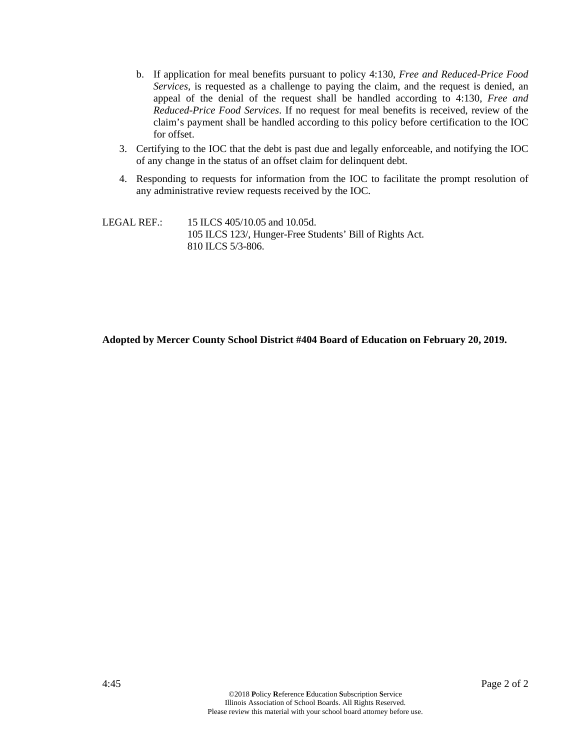b. If application for meal benefits pursuant to policy 4:130, *Free and Reduced-Price Food Services,* is requested as a challenge to paying the claim, and the request is denied, an appeal of the denial of the request shall be handled according to 4:130, *Free and Reduced-Price Food Services*. If no request for meal benefits is received, review of the claim's payment shall be handled according to this policy before certification to the IOC for offset.

3. Certifying to the IOC that the debt is past due and legally enforceable, and notifying the IOC of any change in the status of an offset claim for delinquent debt.

4. Responding to requests for information from the IOC to facilitate the prompt resolution of any administrative review requests received by the IOC.

LEGAL REF.: 15 ILCS 405/10.05 and 10.05d.
105 ILCS 123/, Hunger-Free Students' Bill of Rights Act.
810 ILCS 5/3-806.

**Adopted by Mercer County School District #404 Board of Education on February 20, 2019.**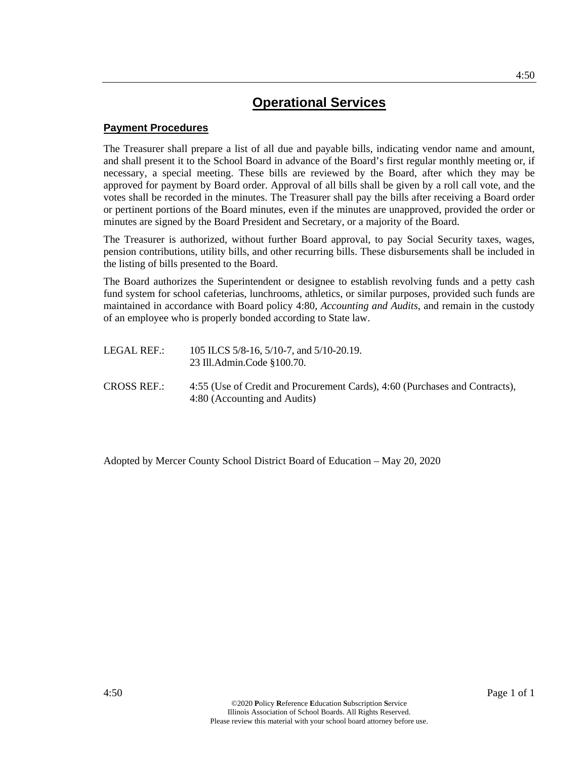# Operational Services

## Payment Procedures

The Treasurer shall prepare a list of all due and payable bills, indicating vendor name and amount, and shall present it to the School Board in advance of the Board's first regular monthly meeting or, if necessary, a special meeting. These bills are reviewed by the Board, after which they may be approved for payment by Board order. Approval of all bills shall be given by a roll call vote, and the votes shall be recorded in the minutes. The Treasurer shall pay the bills after receiving a Board order or pertinent portions of the Board minutes, even if the minutes are unapproved, provided the order or minutes are signed by the Board President and Secretary, or a majority of the Board.

The Treasurer is authorized, without further Board approval, to pay Social Security taxes, wages, pension contributions, utility bills, and other recurring bills. These disbursements shall be included in the listing of bills presented to the Board.

The Board authorizes the Superintendent or designee to establish revolving funds and a petty cash fund system for school cafeterias, lunchrooms, athletics, or similar purposes, provided such funds are maintained in accordance with Board policy 4:80, *Accounting and Audits*, and remain in the custody of an employee who is properly bonded according to State law.

LEGAL REF.: 105 ILCS 5/8-16, 5/10-7, and 5/10-20.19.
23 Ill.Admin.Code §100.70.

CROSS REF.: 4:55 (Use of Credit and Procurement Cards), 4:60 (Purchases and Contracts), 4:80 (Accounting and Audits)

Adopted by Mercer County School District Board of Education – May 20, 2020

©2020 **P**olicy **R**eference **E**ducation **S**ubscription **S**ervice
Illinois Association of School Boards. All Rights Reserved.
Please review this material with your school board attorney before use.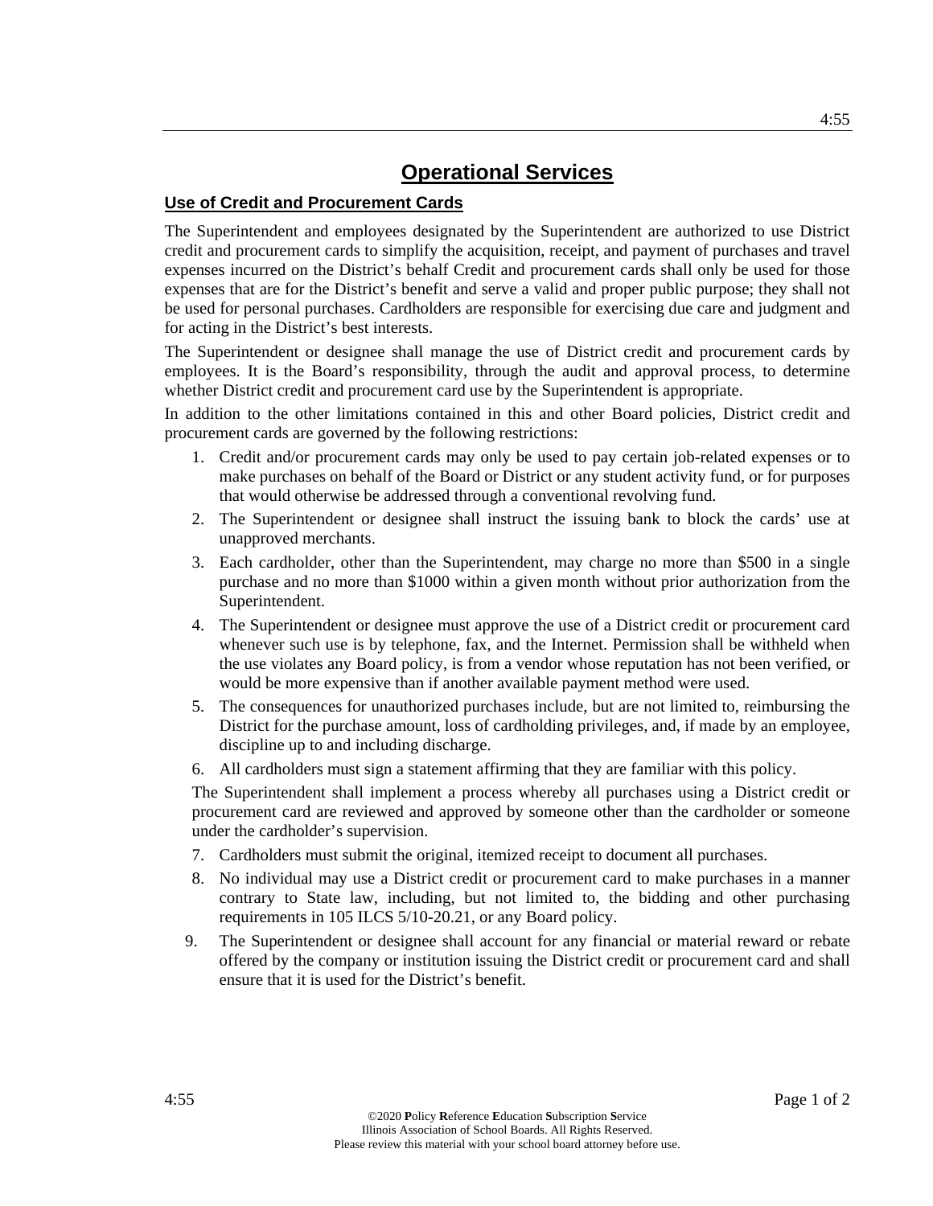# Operational Services

## Use of Credit and Procurement Cards

The Superintendent and employees designated by the Superintendent are authorized to use District credit and procurement cards to simplify the acquisition, receipt, and payment of purchases and travel expenses incurred on the District's behalf Credit and procurement cards shall only be used for those expenses that are for the District's benefit and serve a valid and proper public purpose; they shall not be used for personal purchases. Cardholders are responsible for exercising due care and judgment and for acting in the District's best interests.

The Superintendent or designee shall manage the use of District credit and procurement cards by employees. It is the Board's responsibility, through the audit and approval process, to determine whether District credit and procurement card use by the Superintendent is appropriate.

In addition to the other limitations contained in this and other Board policies, District credit and procurement cards are governed by the following restrictions:

1. Credit and/or procurement cards may only be used to pay certain job-related expenses or to make purchases on behalf of the Board or District or any student activity fund, or for purposes that would otherwise be addressed through a conventional revolving fund.
2. The Superintendent or designee shall instruct the issuing bank to block the cards' use at unapproved merchants.
3. Each cardholder, other than the Superintendent, may charge no more than $500 in a single purchase and no more than $1000 within a given month without prior authorization from the Superintendent.
4. The Superintendent or designee must approve the use of a District credit or procurement card whenever such use is by telephone, fax, and the Internet. Permission shall be withheld when the use violates any Board policy, is from a vendor whose reputation has not been verified, or would be more expensive than if another available payment method were used.
5. The consequences for unauthorized purchases include, but are not limited to, reimbursing the District for the purchase amount, loss of cardholding privileges, and, if made by an employee, discipline up to and including discharge.
6. All cardholders must sign a statement affirming that they are familiar with this policy.

   The Superintendent shall implement a process whereby all purchases using a District credit or procurement card are reviewed and approved by someone other than the cardholder or someone under the cardholder's supervision.

7. Cardholders must submit the original, itemized receipt to document all purchases.
8. No individual may use a District credit or procurement card to make purchases in a manner contrary to State law, including, but not limited to, the bidding and other purchasing requirements in 105 ILCS 5/10-20.21, or any Board policy.
9. The Superintendent or designee shall account for any financial or material reward or rebate offered by the company or institution issuing the District credit or procurement card and shall ensure that it is used for the District's benefit.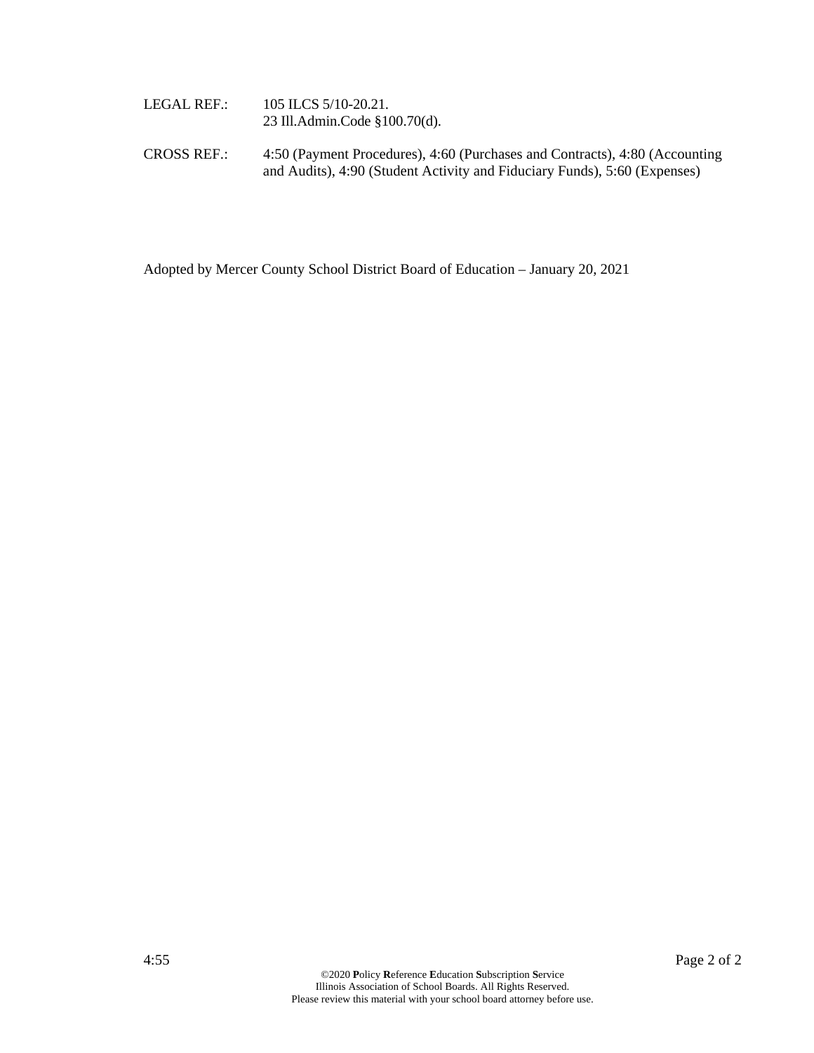LEGAL REF.: 105 ILCS 5/10-20.21.
23 Ill.Admin.Code §100.70(d).

CROSS REF.: 4:50 (Payment Procedures), 4:60 (Purchases and Contracts), 4:80 (Accounting and Audits), 4:90 (Student Activity and Fiduciary Funds), 5:60 (Expenses)

Adopted by Mercer County School District Board of Education – January 20, 2021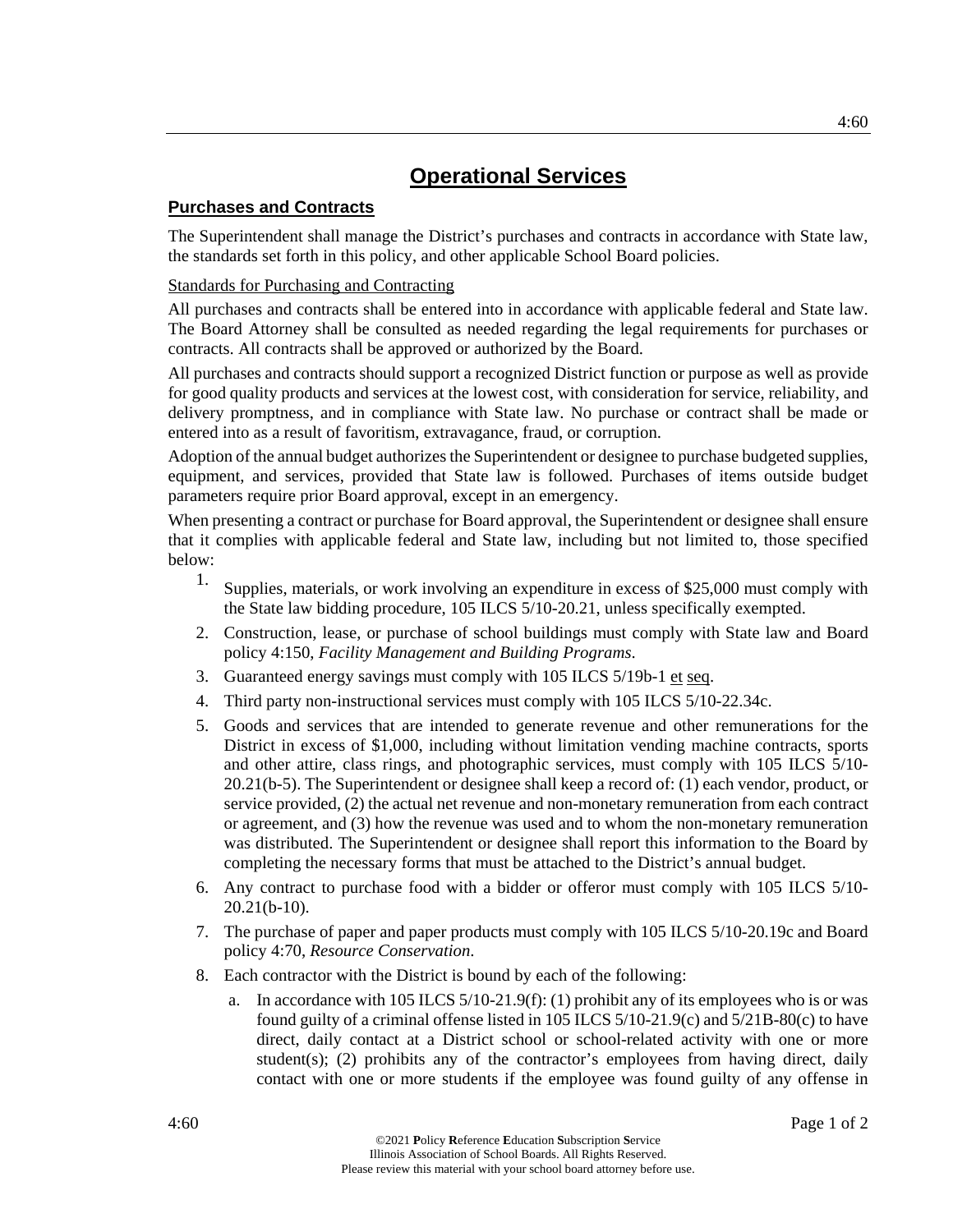# Operational Services

## Purchases and Contracts

The Superintendent shall manage the District's purchases and contracts in accordance with State law, the standards set forth in this policy, and other applicable School Board policies.

Standards for Purchasing and Contracting

All purchases and contracts shall be entered into in accordance with applicable federal and State law. The Board Attorney shall be consulted as needed regarding the legal requirements for purchases or contracts. All contracts shall be approved or authorized by the Board.

All purchases and contracts should support a recognized District function or purpose as well as provide for good quality products and services at the lowest cost, with consideration for service, reliability, and delivery promptness, and in compliance with State law. No purchase or contract shall be made or entered into as a result of favoritism, extravagance, fraud, or corruption.

Adoption of the annual budget authorizes the Superintendent or designee to purchase budgeted supplies, equipment, and services, provided that State law is followed. Purchases of items outside budget parameters require prior Board approval, except in an emergency.

When presenting a contract or purchase for Board approval, the Superintendent or designee shall ensure that it complies with applicable federal and State law, including but not limited to, those specified below:

1. Supplies, materials, or work involving an expenditure in excess of $25,000 must comply with the State law bidding procedure, 105 ILCS 5/10-20.21, unless specifically exempted.
2. Construction, lease, or purchase of school buildings must comply with State law and Board policy 4:150, *Facility Management and Building Programs*.
3. Guaranteed energy savings must comply with 105 ILCS 5/19b-1 et seq.
4. Third party non-instructional services must comply with 105 ILCS 5/10-22.34c.
5. Goods and services that are intended to generate revenue and other remunerations for the District in excess of $1,000, including without limitation vending machine contracts, sports and other attire, class rings, and photographic services, must comply with 105 ILCS 5/10-20.21(b-5). The Superintendent or designee shall keep a record of: (1) each vendor, product, or service provided, (2) the actual net revenue and non-monetary remuneration from each contract or agreement, and (3) how the revenue was used and to whom the non-monetary remuneration was distributed. The Superintendent or designee shall report this information to the Board by completing the necessary forms that must be attached to the District's annual budget.
6. Any contract to purchase food with a bidder or offeror must comply with 105 ILCS 5/10-20.21(b-10).
7. The purchase of paper and paper products must comply with 105 ILCS 5/10-20.19c and Board policy 4:70, *Resource Conservation*.
8. Each contractor with the District is bound by each of the following:
    a. In accordance with 105 ILCS 5/10-21.9(f): (1) prohibit any of its employees who is or was found guilty of a criminal offense listed in 105 ILCS 5/10-21.9(c) and 5/21B-80(c) to have direct, daily contact at a District school or school-related activity with one or more student(s); (2) prohibits any of the contractor's employees from having direct, daily contact with one or more students if the employee was found guilty of any offense in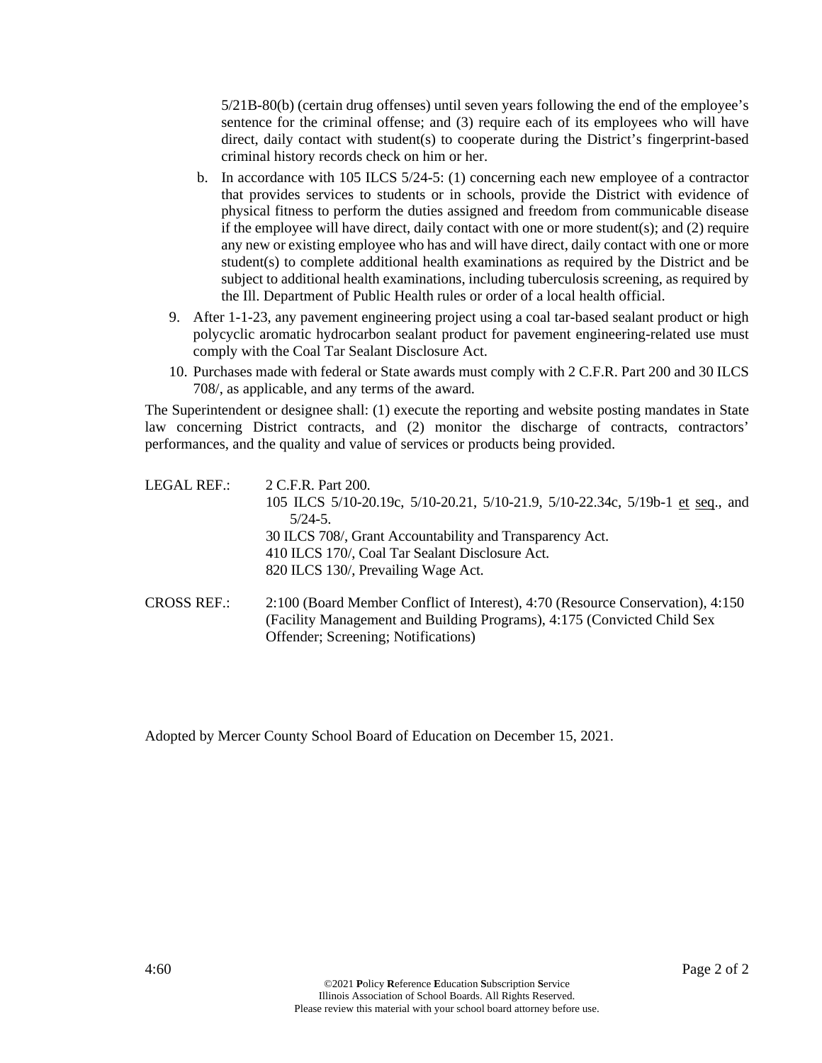5/21B-80(b) (certain drug offenses) until seven years following the end of the employee's sentence for the criminal offense; and (3) require each of its employees who will have direct, daily contact with student(s) to cooperate during the District's fingerprint-based criminal history records check on him or her.

   b. In accordance with 105 ILCS 5/24-5: (1) concerning each new employee of a contractor that provides services to students or in schools, provide the District with evidence of physical fitness to perform the duties assigned and freedom from communicable disease if the employee will have direct, daily contact with one or more student(s); and (2) require any new or existing employee who has and will have direct, daily contact with one or more student(s) to complete additional health examinations as required by the District and be subject to additional health examinations, including tuberculosis screening, as required by the Ill. Department of Public Health rules or order of a local health official.

9. After 1-1-23, any pavement engineering project using a coal tar-based sealant product or high polycyclic aromatic hydrocarbon sealant product for pavement engineering-related use must comply with the Coal Tar Sealant Disclosure Act.

10. Purchases made with federal or State awards must comply with 2 C.F.R. Part 200 and 30 ILCS 708/, as applicable, and any terms of the award.

The Superintendent or designee shall: (1) execute the reporting and website posting mandates in State law concerning District contracts, and (2) monitor the discharge of contracts, contractors' performances, and the quality and value of services or products being provided.

LEGAL REF.: 2 C.F.R. Part 200.
105 ILCS 5/10-20.19c, 5/10-20.21, 5/10-21.9, 5/10-22.34c, 5/19b-1 et seq., and 5/24-5.
30 ILCS 708/, Grant Accountability and Transparency Act.
410 ILCS 170/, Coal Tar Sealant Disclosure Act.
820 ILCS 130/, Prevailing Wage Act.

CROSS REF.: 2:100 (Board Member Conflict of Interest), 4:70 (Resource Conservation), 4:150 (Facility Management and Building Programs), 4:175 (Convicted Child Sex Offender; Screening; Notifications)

Adopted by Mercer County School Board of Education on December 15, 2021.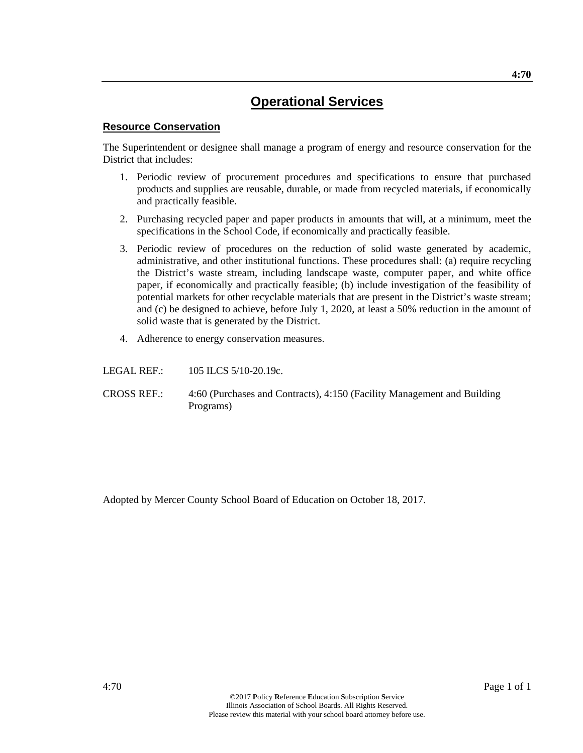# Operational Services

## Resource Conservation

The Superintendent or designee shall manage a program of energy and resource conservation for the District that includes:

1. Periodic review of procurement procedures and specifications to ensure that purchased products and supplies are reusable, durable, or made from recycled materials, if economically and practically feasible.
2. Purchasing recycled paper and paper products in amounts that will, at a minimum, meet the specifications in the School Code, if economically and practically feasible.
3. Periodic review of procedures on the reduction of solid waste generated by academic, administrative, and other institutional functions. These procedures shall: (a) require recycling the District's waste stream, including landscape waste, computer paper, and white office paper, if economically and practically feasible; (b) include investigation of the feasibility of potential markets for other recyclable materials that are present in the District's waste stream; and (c) be designed to achieve, before July 1, 2020, at least a 50% reduction in the amount of solid waste that is generated by the District.
4. Adherence to energy conservation measures.

LEGAL REF.: 105 ILCS 5/10-20.19c.

CROSS REF.: 4:60 (Purchases and Contracts), 4:150 (Facility Management and Building Programs)

Adopted by Mercer County School Board of Education on October 18, 2017.

©2017 **P**olicy **R**eference **E**ducation **S**ubscription **S**ervice
Illinois Association of School Boards. All Rights Reserved.
Please review this material with your school board attorney before use.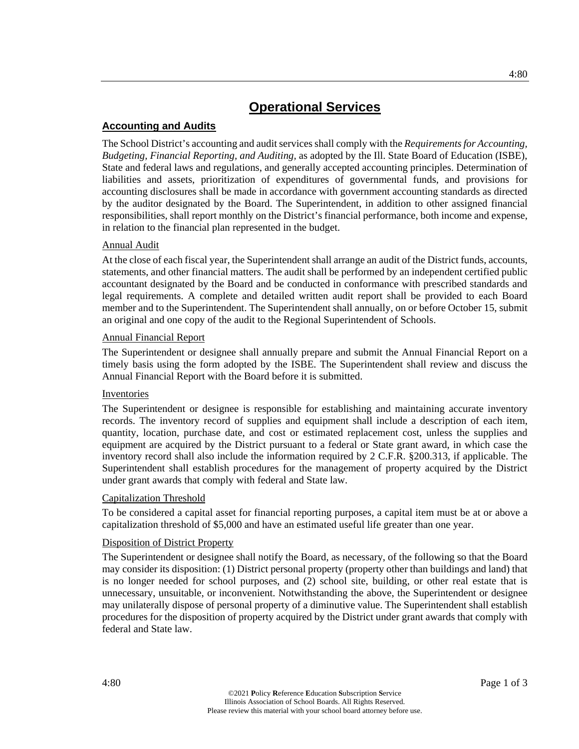# Operational Services

## Accounting and Audits

The School District's accounting and audit services shall comply with the *Requirements for Accounting, Budgeting, Financial Reporting, and Auditing,* as adopted by the Ill. State Board of Education (ISBE), State and federal laws and regulations, and generally accepted accounting principles. Determination of liabilities and assets, prioritization of expenditures of governmental funds, and provisions for accounting disclosures shall be made in accordance with government accounting standards as directed by the auditor designated by the Board. The Superintendent, in addition to other assigned financial responsibilities, shall report monthly on the District's financial performance, both income and expense, in relation to the financial plan represented in the budget.

### Annual Audit

At the close of each fiscal year, the Superintendent shall arrange an audit of the District funds, accounts, statements, and other financial matters. The audit shall be performed by an independent certified public accountant designated by the Board and be conducted in conformance with prescribed standards and legal requirements. A complete and detailed written audit report shall be provided to each Board member and to the Superintendent. The Superintendent shall annually, on or before October 15, submit an original and one copy of the audit to the Regional Superintendent of Schools.

### Annual Financial Report

The Superintendent or designee shall annually prepare and submit the Annual Financial Report on a timely basis using the form adopted by the ISBE. The Superintendent shall review and discuss the Annual Financial Report with the Board before it is submitted.

### Inventories

The Superintendent or designee is responsible for establishing and maintaining accurate inventory records. The inventory record of supplies and equipment shall include a description of each item, quantity, location, purchase date, and cost or estimated replacement cost, unless the supplies and equipment are acquired by the District pursuant to a federal or State grant award, in which case the inventory record shall also include the information required by 2 C.F.R. §200.313, if applicable. The Superintendent shall establish procedures for the management of property acquired by the District under grant awards that comply with federal and State law.

### Capitalization Threshold

To be considered a capital asset for financial reporting purposes, a capital item must be at or above a capitalization threshold of $5,000 and have an estimated useful life greater than one year.

### Disposition of District Property

The Superintendent or designee shall notify the Board, as necessary, of the following so that the Board may consider its disposition: (1) District personal property (property other than buildings and land) that is no longer needed for school purposes, and (2) school site, building, or other real estate that is unnecessary, unsuitable, or inconvenient. Notwithstanding the above, the Superintendent or designee may unilaterally dispose of personal property of a diminutive value. The Superintendent shall establish procedures for the disposition of property acquired by the District under grant awards that comply with federal and State law.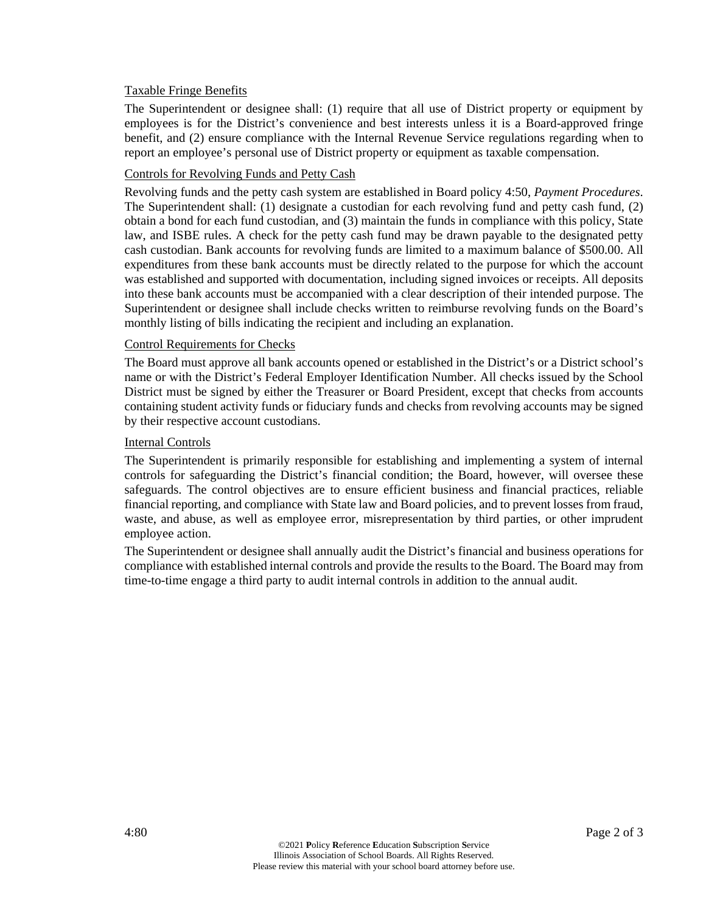Taxable Fringe Benefits

The Superintendent or designee shall: (1) require that all use of District property or equipment by employees is for the District's convenience and best interests unless it is a Board-approved fringe benefit, and (2) ensure compliance with the Internal Revenue Service regulations regarding when to report an employee's personal use of District property or equipment as taxable compensation.

Controls for Revolving Funds and Petty Cash

Revolving funds and the petty cash system are established in Board policy 4:50, *Payment Procedures*. The Superintendent shall: (1) designate a custodian for each revolving fund and petty cash fund, (2) obtain a bond for each fund custodian, and (3) maintain the funds in compliance with this policy, State law, and ISBE rules. A check for the petty cash fund may be drawn payable to the designated petty cash custodian. Bank accounts for revolving funds are limited to a maximum balance of $500.00. All expenditures from these bank accounts must be directly related to the purpose for which the account was established and supported with documentation, including signed invoices or receipts. All deposits into these bank accounts must be accompanied with a clear description of their intended purpose. The Superintendent or designee shall include checks written to reimburse revolving funds on the Board's monthly listing of bills indicating the recipient and including an explanation.

Control Requirements for Checks

The Board must approve all bank accounts opened or established in the District's or a District school's name or with the District's Federal Employer Identification Number. All checks issued by the School District must be signed by either the Treasurer or Board President, except that checks from accounts containing student activity funds or fiduciary funds and checks from revolving accounts may be signed by their respective account custodians.

Internal Controls

The Superintendent is primarily responsible for establishing and implementing a system of internal controls for safeguarding the District's financial condition; the Board, however, will oversee these safeguards. The control objectives are to ensure efficient business and financial practices, reliable financial reporting, and compliance with State law and Board policies, and to prevent losses from fraud, waste, and abuse, as well as employee error, misrepresentation by third parties, or other imprudent employee action.

The Superintendent or designee shall annually audit the District's financial and business operations for compliance with established internal controls and provide the results to the Board. The Board may from time-to-time engage a third party to audit internal controls in addition to the annual audit.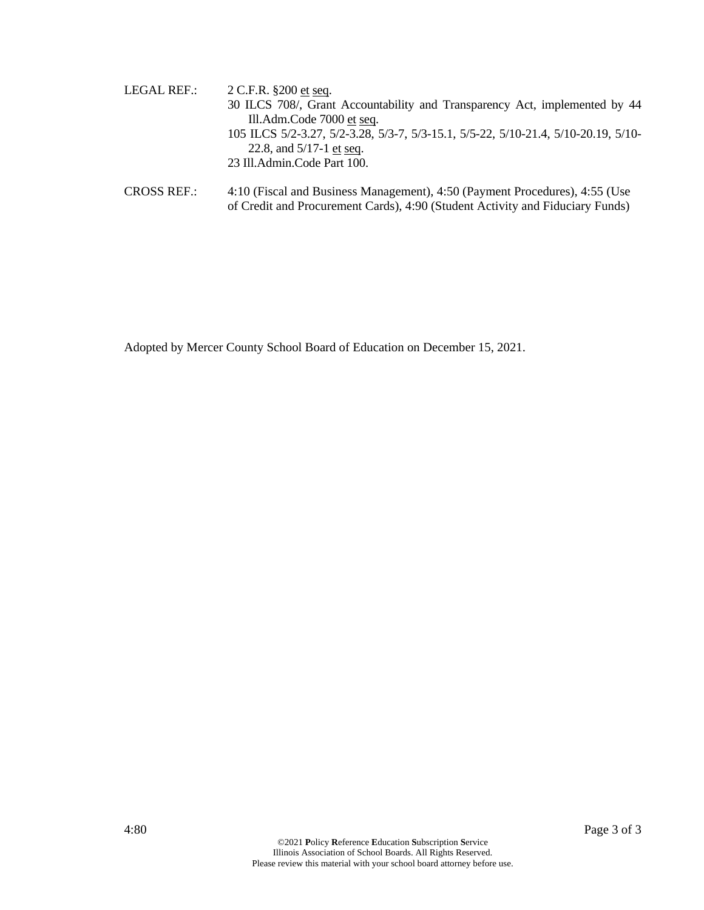LEGAL REF.: 2 C.F.R. §200 et seq.

30 ILCS 708/, Grant Accountability and Transparency Act, implemented by 44 Ill.Adm.Code 7000 et seq.

105 ILCS 5/2-3.27, 5/2-3.28, 5/3-7, 5/3-15.1, 5/5-22, 5/10-21.4, 5/10-20.19, 5/10-22.8, and 5/17-1 et seq.

23 Ill.Admin.Code Part 100.

CROSS REF.: 4:10 (Fiscal and Business Management), 4:50 (Payment Procedures), 4:55 (Use of Credit and Procurement Cards), 4:90 (Student Activity and Fiduciary Funds)

Adopted by Mercer County School Board of Education on December 15, 2021.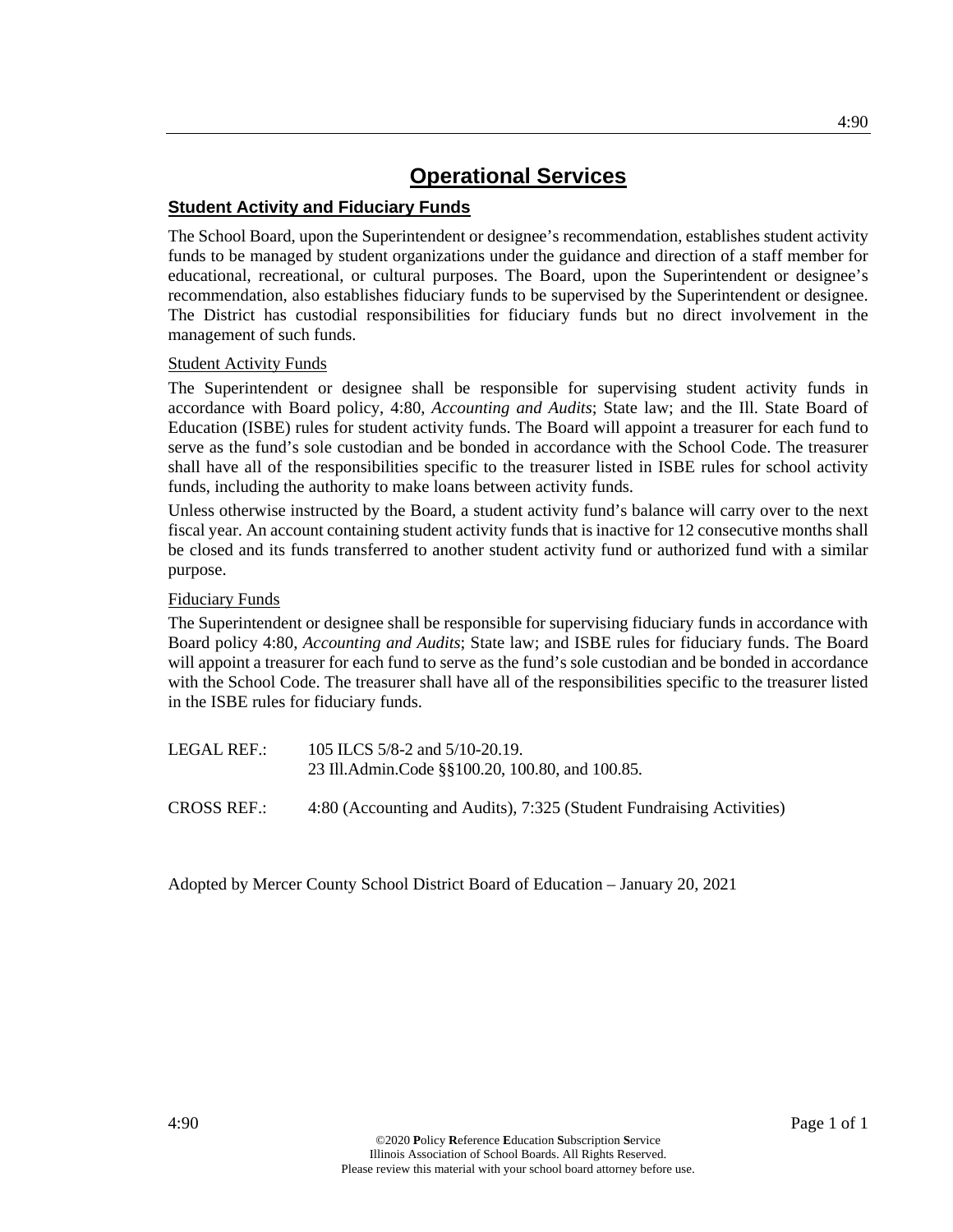# Operational Services

## Student Activity and Fiduciary Funds

The School Board, upon the Superintendent or designee's recommendation, establishes student activity funds to be managed by student organizations under the guidance and direction of a staff member for educational, recreational, or cultural purposes. The Board, upon the Superintendent or designee's recommendation, also establishes fiduciary funds to be supervised by the Superintendent or designee. The District has custodial responsibilities for fiduciary funds but no direct involvement in the management of such funds.

### Student Activity Funds

The Superintendent or designee shall be responsible for supervising student activity funds in accordance with Board policy, 4:80, *Accounting and Audits*; State law; and the Ill. State Board of Education (ISBE) rules for student activity funds. The Board will appoint a treasurer for each fund to serve as the fund's sole custodian and be bonded in accordance with the School Code. The treasurer shall have all of the responsibilities specific to the treasurer listed in ISBE rules for school activity funds, including the authority to make loans between activity funds.

Unless otherwise instructed by the Board, a student activity fund's balance will carry over to the next fiscal year. An account containing student activity funds that is inactive for 12 consecutive months shall be closed and its funds transferred to another student activity fund or authorized fund with a similar purpose.

### Fiduciary Funds

The Superintendent or designee shall be responsible for supervising fiduciary funds in accordance with Board policy 4:80, *Accounting and Audits*; State law; and ISBE rules for fiduciary funds. The Board will appoint a treasurer for each fund to serve as the fund's sole custodian and be bonded in accordance with the School Code. The treasurer shall have all of the responsibilities specific to the treasurer listed in the ISBE rules for fiduciary funds.

LEGAL REF.: 105 ILCS 5/8-2 and 5/10-20.19.
23 Ill.Admin.Code §§100.20, 100.80, and 100.85.

CROSS REF.: 4:80 (Accounting and Audits), 7:325 (Student Fundraising Activities)

Adopted by Mercer County School District Board of Education – January 20, 2021

©2020 **P**olicy **R**eference **E**ducation **S**ubscription **S**ervice
Illinois Association of School Boards. All Rights Reserved.
Please review this material with your school board attorney before use.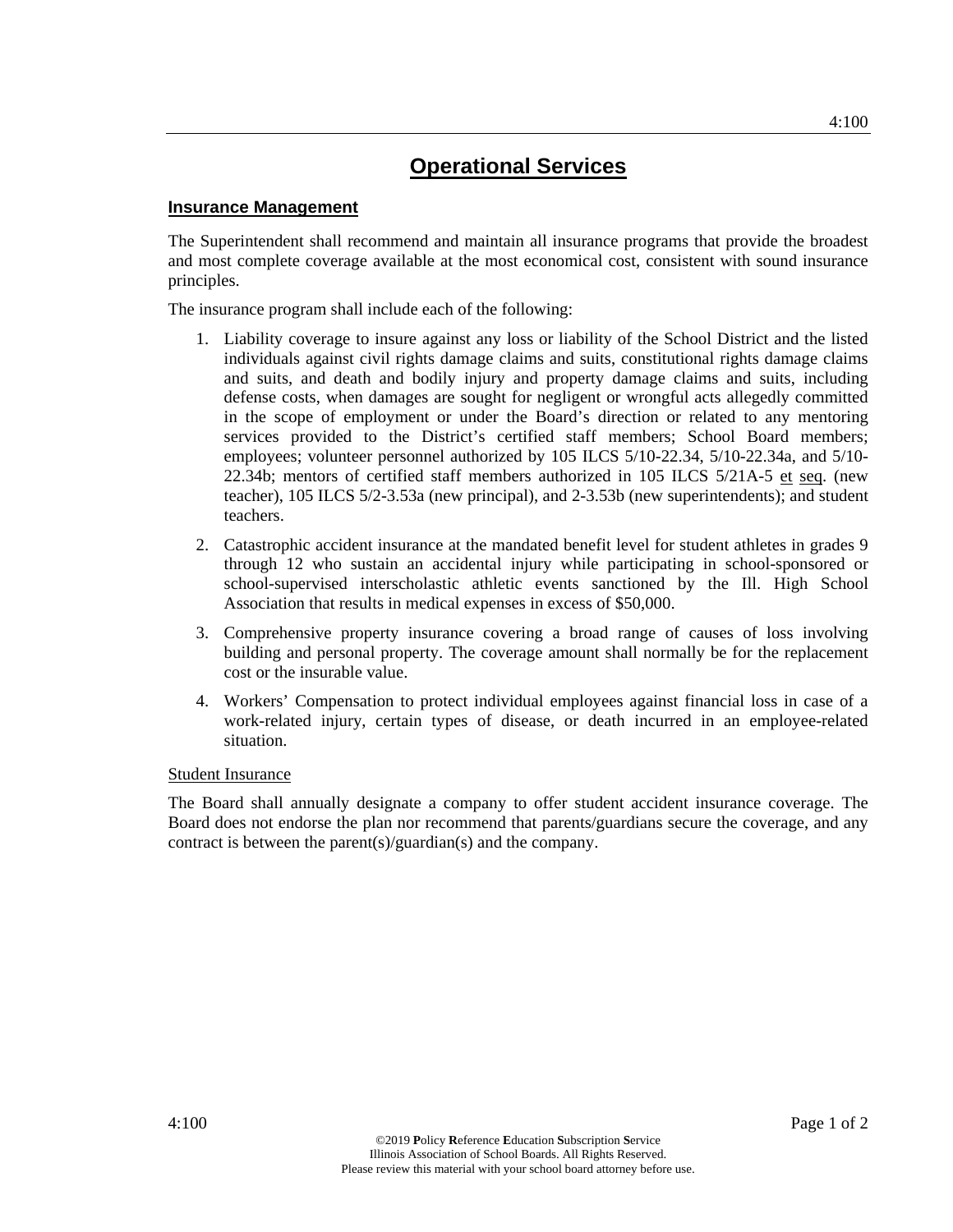# Operational Services

## Insurance Management

The Superintendent shall recommend and maintain all insurance programs that provide the broadest and most complete coverage available at the most economical cost, consistent with sound insurance principles.

The insurance program shall include each of the following:

1. Liability coverage to insure against any loss or liability of the School District and the listed individuals against civil rights damage claims and suits, constitutional rights damage claims and suits, and death and bodily injury and property damage claims and suits, including defense costs, when damages are sought for negligent or wrongful acts allegedly committed in the scope of employment or under the Board's direction or related to any mentoring services provided to the District's certified staff members; School Board members; employees; volunteer personnel authorized by 105 ILCS 5/10-22.34, 5/10-22.34a, and 5/10-22.34b; mentors of certified staff members authorized in 105 ILCS 5/21A-5 et seq. (new teacher), 105 ILCS 5/2-3.53a (new principal), and 2-3.53b (new superintendents); and student teachers.
2. Catastrophic accident insurance at the mandated benefit level for student athletes in grades 9 through 12 who sustain an accidental injury while participating in school-sponsored or school-supervised interscholastic athletic events sanctioned by the Ill. High School Association that results in medical expenses in excess of $50,000.
3. Comprehensive property insurance covering a broad range of causes of loss involving building and personal property. The coverage amount shall normally be for the replacement cost or the insurable value.
4. Workers' Compensation to protect individual employees against financial loss in case of a work-related injury, certain types of disease, or death incurred in an employee-related situation.

### Student Insurance

The Board shall annually designate a company to offer student accident insurance coverage. The Board does not endorse the plan nor recommend that parents/guardians secure the coverage, and any contract is between the parent(s)/guardian(s) and the company.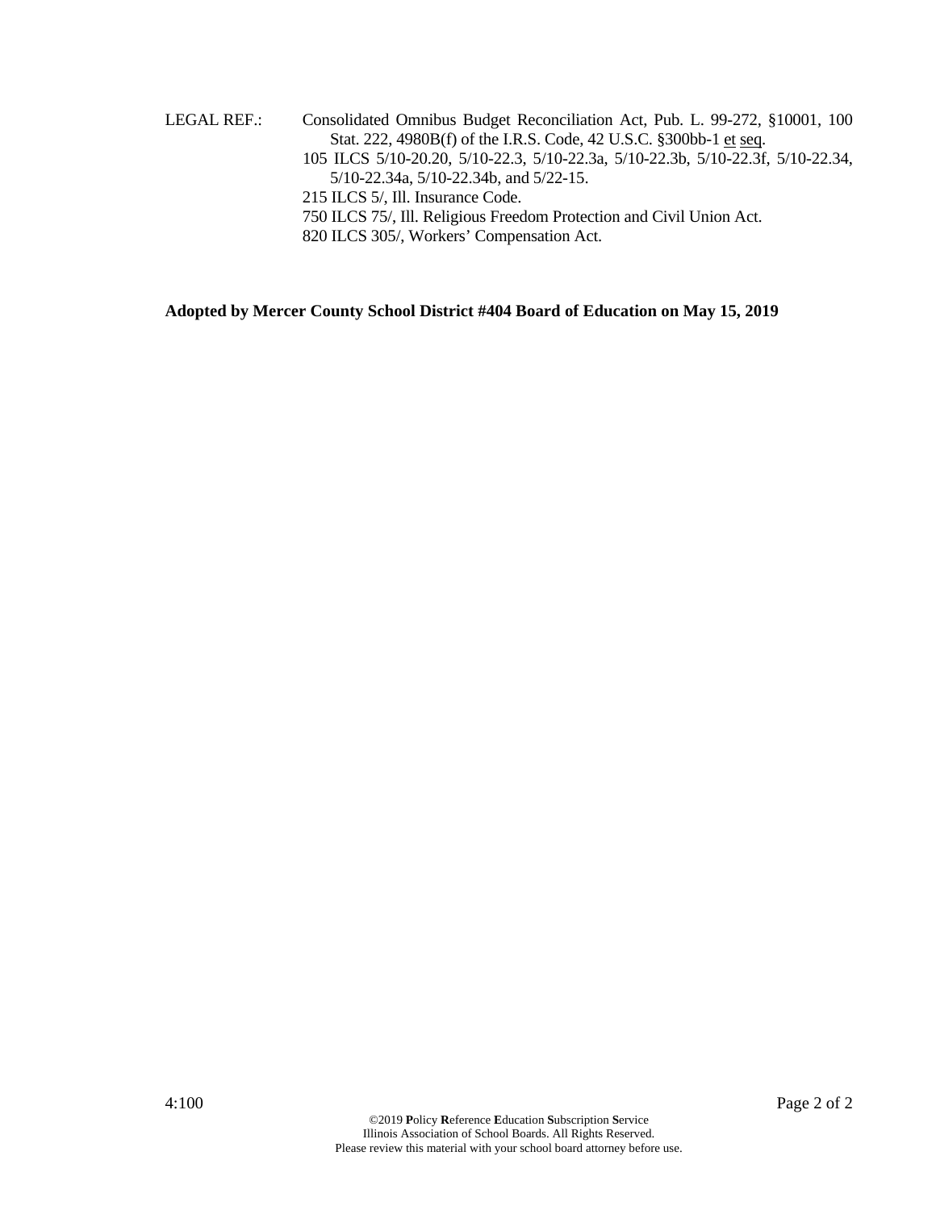LEGAL REF.: Consolidated Omnibus Budget Reconciliation Act, Pub. L. 99-272, §10001, 100 Stat. 222, 4980B(f) of the I.R.S. Code, 42 U.S.C. §300bb-1 et seq.
105 ILCS 5/10-20.20, 5/10-22.3, 5/10-22.3a, 5/10-22.3b, 5/10-22.3f, 5/10-22.34, 5/10-22.34a, 5/10-22.34b, and 5/22-15.
215 ILCS 5/, Ill. Insurance Code.
750 ILCS 75/, Ill. Religious Freedom Protection and Civil Union Act.
820 ILCS 305/, Workers' Compensation Act.

**Adopted by Mercer County School District #404 Board of Education on May 15, 2019**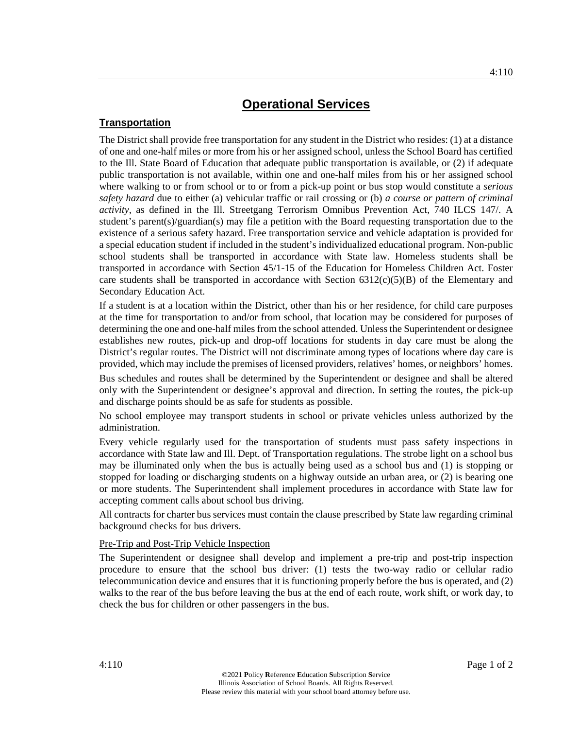# Operational Services

## Transportation

The District shall provide free transportation for any student in the District who resides: (1) at a distance of one and one-half miles or more from his or her assigned school, unless the School Board has certified to the Ill. State Board of Education that adequate public transportation is available, or (2) if adequate public transportation is not available, within one and one-half miles from his or her assigned school where walking to or from school or to or from a pick-up point or bus stop would constitute a *serious safety hazard* due to either (a) vehicular traffic or rail crossing or (b) *a course or pattern of criminal activity*, as defined in the Ill. Streetgang Terrorism Omnibus Prevention Act, 740 ILCS 147/. A student's parent(s)/guardian(s) may file a petition with the Board requesting transportation due to the existence of a serious safety hazard. Free transportation service and vehicle adaptation is provided for a special education student if included in the student's individualized educational program. Non-public school students shall be transported in accordance with State law. Homeless students shall be transported in accordance with Section 45/1-15 of the Education for Homeless Children Act. Foster care students shall be transported in accordance with Section 6312(c)(5)(B) of the Elementary and Secondary Education Act.

If a student is at a location within the District, other than his or her residence, for child care purposes at the time for transportation to and/or from school, that location may be considered for purposes of determining the one and one-half miles from the school attended. Unless the Superintendent or designee establishes new routes, pick-up and drop-off locations for students in day care must be along the District's regular routes. The District will not discriminate among types of locations where day care is provided, which may include the premises of licensed providers, relatives' homes, or neighbors' homes.

Bus schedules and routes shall be determined by the Superintendent or designee and shall be altered only with the Superintendent or designee's approval and direction. In setting the routes, the pick-up and discharge points should be as safe for students as possible.

No school employee may transport students in school or private vehicles unless authorized by the administration.

Every vehicle regularly used for the transportation of students must pass safety inspections in accordance with State law and Ill. Dept. of Transportation regulations. The strobe light on a school bus may be illuminated only when the bus is actually being used as a school bus and (1) is stopping or stopped for loading or discharging students on a highway outside an urban area, or (2) is bearing one or more students. The Superintendent shall implement procedures in accordance with State law for accepting comment calls about school bus driving.

All contracts for charter bus services must contain the clause prescribed by State law regarding criminal background checks for bus drivers.

### Pre-Trip and Post-Trip Vehicle Inspection

The Superintendent or designee shall develop and implement a pre-trip and post-trip inspection procedure to ensure that the school bus driver: (1) tests the two-way radio or cellular radio telecommunication device and ensures that it is functioning properly before the bus is operated, and (2) walks to the rear of the bus before leaving the bus at the end of each route, work shift, or work day, to check the bus for children or other passengers in the bus.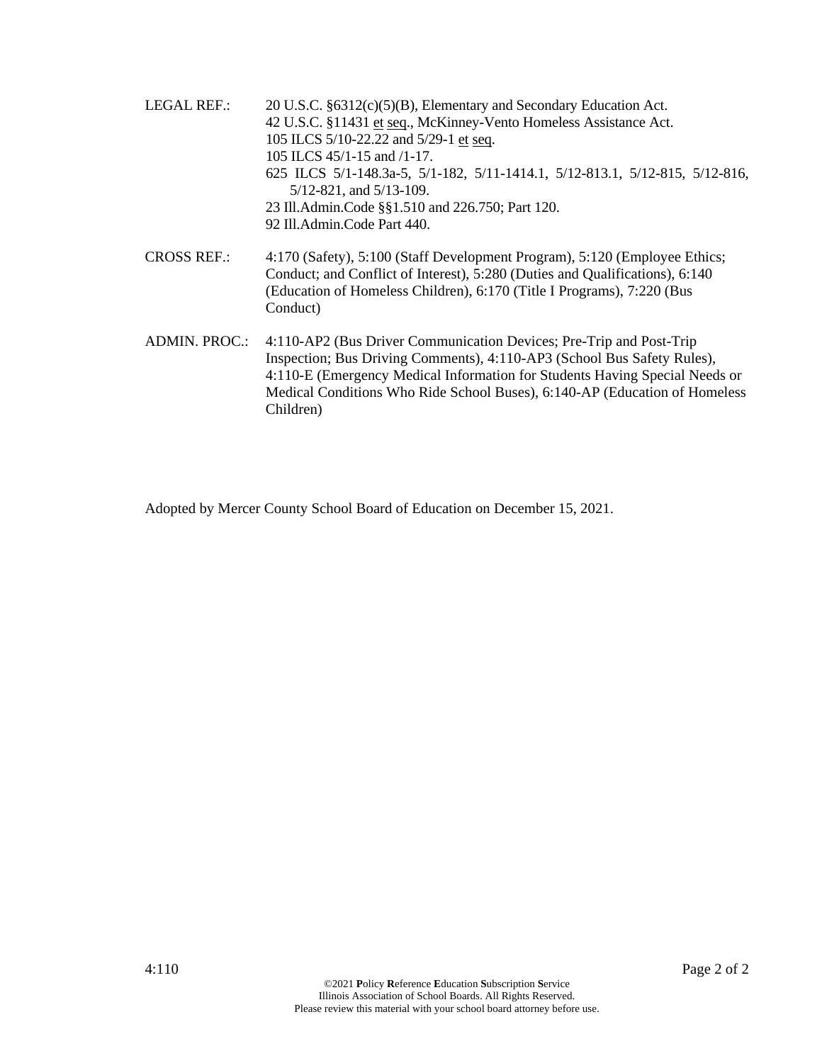LEGAL REF.: 20 U.S.C. §6312(c)(5)(B), Elementary and Secondary Education Act.
42 U.S.C. §11431 et seq., McKinney-Vento Homeless Assistance Act.
105 ILCS 5/10-22.22 and 5/29-1 et seq.
105 ILCS 45/1-15 and /1-17.
625 ILCS 5/1-148.3a-5, 5/1-182, 5/11-1414.1, 5/12-813.1, 5/12-815, 5/12-816, 5/12-821, and 5/13-109.
23 Ill.Admin.Code §§1.510 and 226.750; Part 120.
92 Ill.Admin.Code Part 440.

CROSS REF.: 4:170 (Safety), 5:100 (Staff Development Program), 5:120 (Employee Ethics; Conduct; and Conflict of Interest), 5:280 (Duties and Qualifications), 6:140 (Education of Homeless Children), 6:170 (Title I Programs), 7:220 (Bus Conduct)

ADMIN. PROC.: 4:110-AP2 (Bus Driver Communication Devices; Pre-Trip and Post-Trip Inspection; Bus Driving Comments), 4:110-AP3 (School Bus Safety Rules), 4:110-E (Emergency Medical Information for Students Having Special Needs or Medical Conditions Who Ride School Buses), 6:140-AP (Education of Homeless Children)

Adopted by Mercer County School Board of Education on December 15, 2021.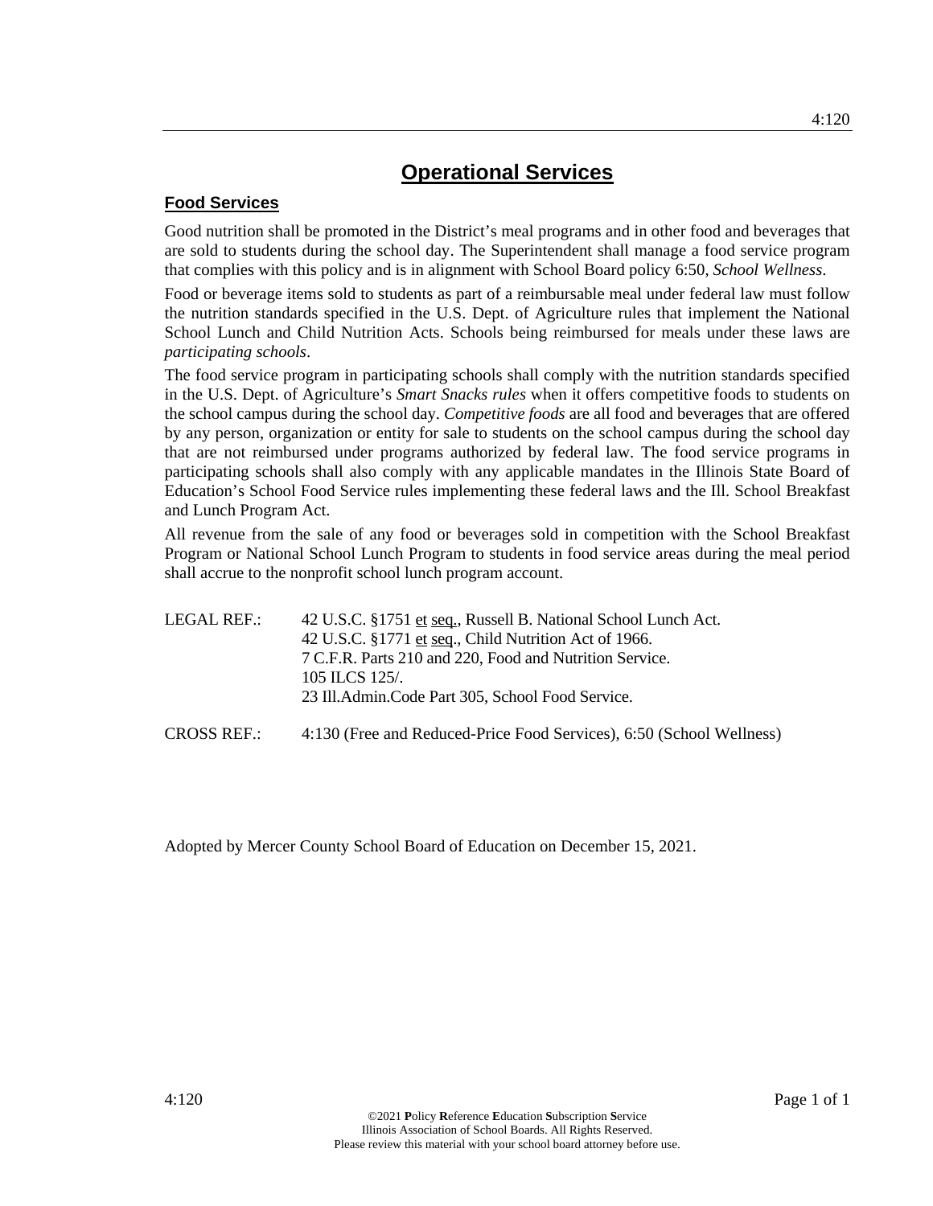# Operational Services

## Food Services

Good nutrition shall be promoted in the District's meal programs and in other food and beverages that are sold to students during the school day. The Superintendent shall manage a food service program that complies with this policy and is in alignment with School Board policy 6:50, *School Wellness*.

Food or beverage items sold to students as part of a reimbursable meal under federal law must follow the nutrition standards specified in the U.S. Dept. of Agriculture rules that implement the National School Lunch and Child Nutrition Acts. Schools being reimbursed for meals under these laws are *participating schools*.

The food service program in participating schools shall comply with the nutrition standards specified in the U.S. Dept. of Agriculture's *Smart Snacks rules* when it offers competitive foods to students on the school campus during the school day. *Competitive foods* are all food and beverages that are offered by any person, organization or entity for sale to students on the school campus during the school day that are not reimbursed under programs authorized by federal law. The food service programs in participating schools shall also comply with any applicable mandates in the Illinois State Board of Education's School Food Service rules implementing these federal laws and the Ill. School Breakfast and Lunch Program Act.

All revenue from the sale of any food or beverages sold in competition with the School Breakfast Program or National School Lunch Program to students in food service areas during the meal period shall accrue to the nonprofit school lunch program account.

LEGAL REF.:
42 U.S.C. §1751 et seq., Russell B. National School Lunch Act.
42 U.S.C. §1771 et seq., Child Nutrition Act of 1966.
7 C.F.R. Parts 210 and 220, Food and Nutrition Service.
105 ILCS 125/.
23 Ill.Admin.Code Part 305, School Food Service.

CROSS REF.: 4:130 (Free and Reduced-Price Food Services), 6:50 (School Wellness)

Adopted by Mercer County School Board of Education on December 15, 2021.

©2021 Policy Reference Education Subscription Service
Illinois Association of School Boards. All Rights Reserved.
Please review this material with your school board attorney before use.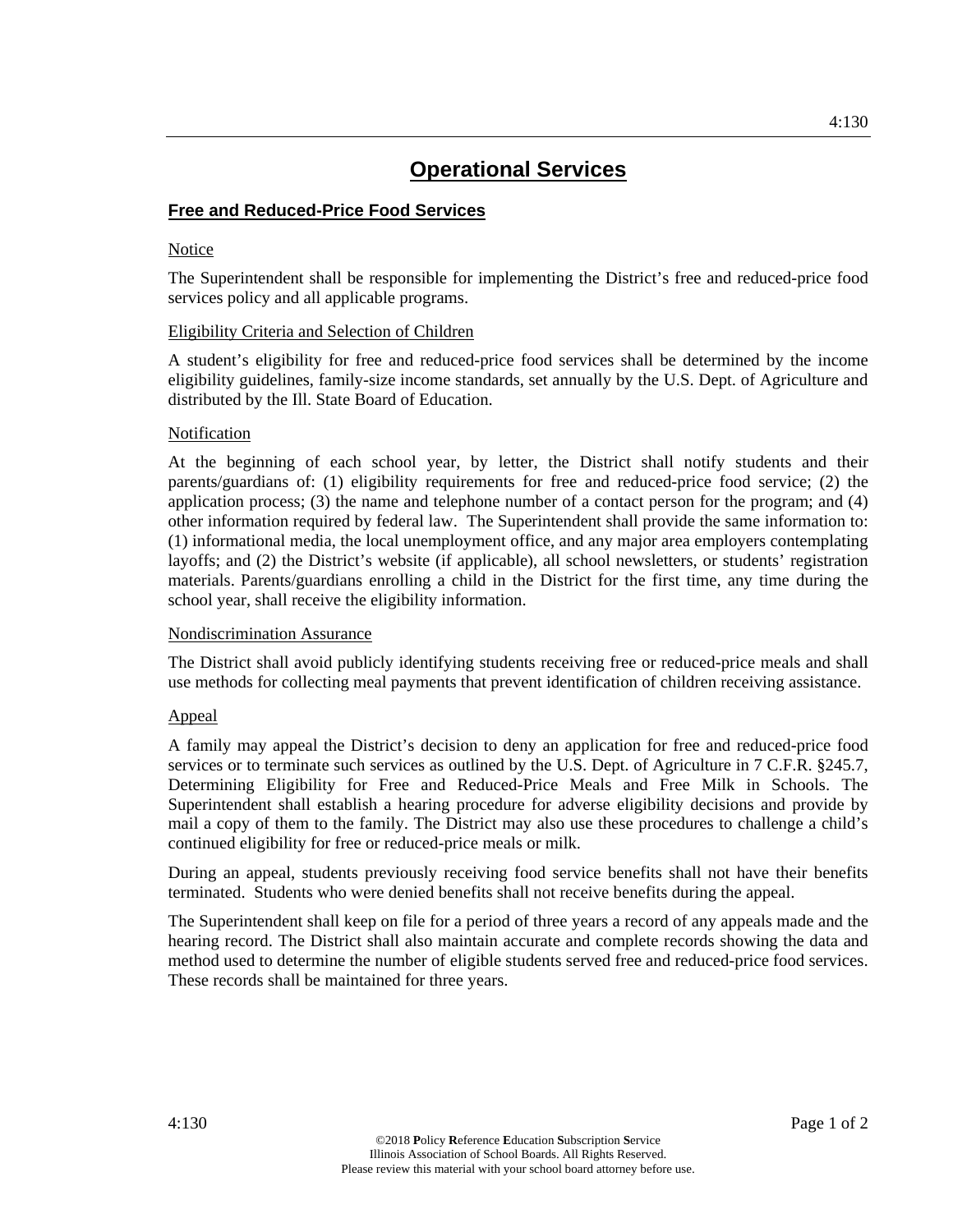# Operational Services

## Free and Reduced-Price Food Services

### Notice

The Superintendent shall be responsible for implementing the District's free and reduced-price food services policy and all applicable programs.

### Eligibility Criteria and Selection of Children

A student's eligibility for free and reduced-price food services shall be determined by the income eligibility guidelines, family-size income standards, set annually by the U.S. Dept. of Agriculture and distributed by the Ill. State Board of Education.

### Notification

At the beginning of each school year, by letter, the District shall notify students and their parents/guardians of: (1) eligibility requirements for free and reduced-price food service; (2) the application process; (3) the name and telephone number of a contact person for the program; and (4) other information required by federal law. The Superintendent shall provide the same information to: (1) informational media, the local unemployment office, and any major area employers contemplating layoffs; and (2) the District's website (if applicable), all school newsletters, or students' registration materials. Parents/guardians enrolling a child in the District for the first time, any time during the school year, shall receive the eligibility information.

### Nondiscrimination Assurance

The District shall avoid publicly identifying students receiving free or reduced-price meals and shall use methods for collecting meal payments that prevent identification of children receiving assistance.

### Appeal

A family may appeal the District's decision to deny an application for free and reduced-price food services or to terminate such services as outlined by the U.S. Dept. of Agriculture in 7 C.F.R. §245.7, Determining Eligibility for Free and Reduced-Price Meals and Free Milk in Schools. The Superintendent shall establish a hearing procedure for adverse eligibility decisions and provide by mail a copy of them to the family. The District may also use these procedures to challenge a child's continued eligibility for free or reduced-price meals or milk.

During an appeal, students previously receiving food service benefits shall not have their benefits terminated. Students who were denied benefits shall not receive benefits during the appeal.

The Superintendent shall keep on file for a period of three years a record of any appeals made and the hearing record. The District shall also maintain accurate and complete records showing the data and method used to determine the number of eligible students served free and reduced-price food services. These records shall be maintained for three years.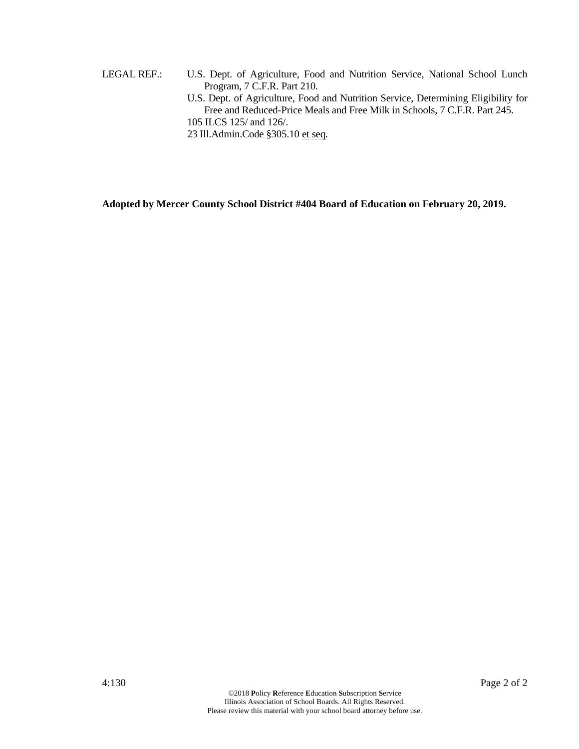LEGAL REF.: U.S. Dept. of Agriculture, Food and Nutrition Service, National School Lunch Program, 7 C.F.R. Part 210.

U.S. Dept. of Agriculture, Food and Nutrition Service, Determining Eligibility for Free and Reduced-Price Meals and Free Milk in Schools, 7 C.F.R. Part 245.

105 ILCS 125/ and 126/.

23 Ill.Admin.Code §305.10 et seq.

**Adopted by Mercer County School District #404 Board of Education on February 20, 2019.**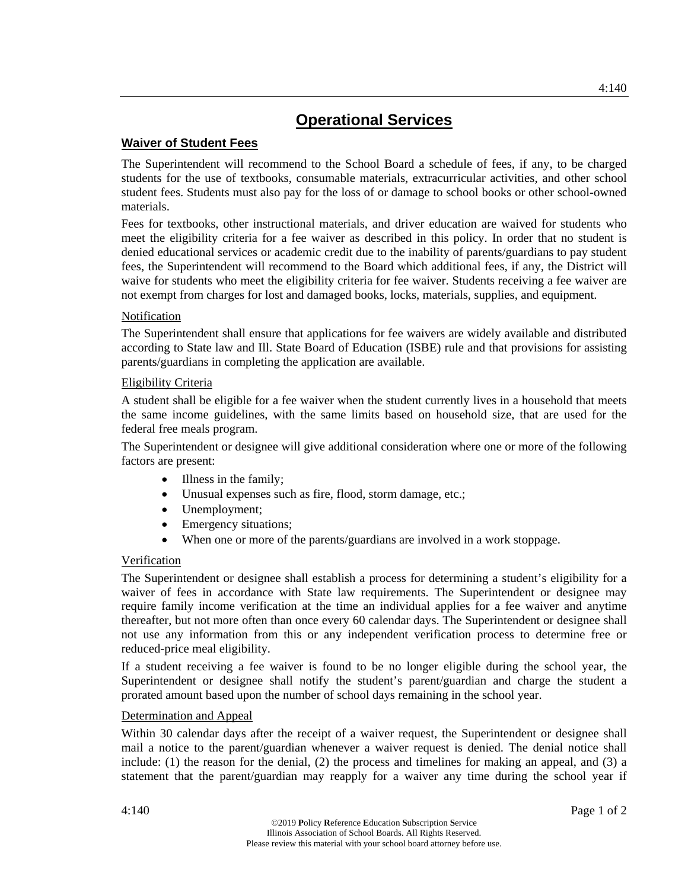# Operational Services

## Waiver of Student Fees

The Superintendent will recommend to the School Board a schedule of fees, if any, to be charged students for the use of textbooks, consumable materials, extracurricular activities, and other school student fees. Students must also pay for the loss of or damage to school books or other school-owned materials.

Fees for textbooks, other instructional materials, and driver education are waived for students who meet the eligibility criteria for a fee waiver as described in this policy. In order that no student is denied educational services or academic credit due to the inability of parents/guardians to pay student fees, the Superintendent will recommend to the Board which additional fees, if any, the District will waive for students who meet the eligibility criteria for fee waiver. Students receiving a fee waiver are not exempt from charges for lost and damaged books, locks, materials, supplies, and equipment.

### Notification

The Superintendent shall ensure that applications for fee waivers are widely available and distributed according to State law and Ill. State Board of Education (ISBE) rule and that provisions for assisting parents/guardians in completing the application are available.

### Eligibility Criteria

A student shall be eligible for a fee waiver when the student currently lives in a household that meets the same income guidelines, with the same limits based on household size, that are used for the federal free meals program.

The Superintendent or designee will give additional consideration where one or more of the following factors are present:

- Illness in the family;
- Unusual expenses such as fire, flood, storm damage, etc.;
- Unemployment;
- Emergency situations;
- When one or more of the parents/guardians are involved in a work stoppage.

### Verification

The Superintendent or designee shall establish a process for determining a student's eligibility for a waiver of fees in accordance with State law requirements. The Superintendent or designee may require family income verification at the time an individual applies for a fee waiver and anytime thereafter, but not more often than once every 60 calendar days. The Superintendent or designee shall not use any information from this or any independent verification process to determine free or reduced-price meal eligibility.

If a student receiving a fee waiver is found to be no longer eligible during the school year, the Superintendent or designee shall notify the student's parent/guardian and charge the student a prorated amount based upon the number of school days remaining in the school year.

### Determination and Appeal

Within 30 calendar days after the receipt of a waiver request, the Superintendent or designee shall mail a notice to the parent/guardian whenever a waiver request is denied. The denial notice shall include: (1) the reason for the denial, (2) the process and timelines for making an appeal, and (3) a statement that the parent/guardian may reapply for a waiver any time during the school year if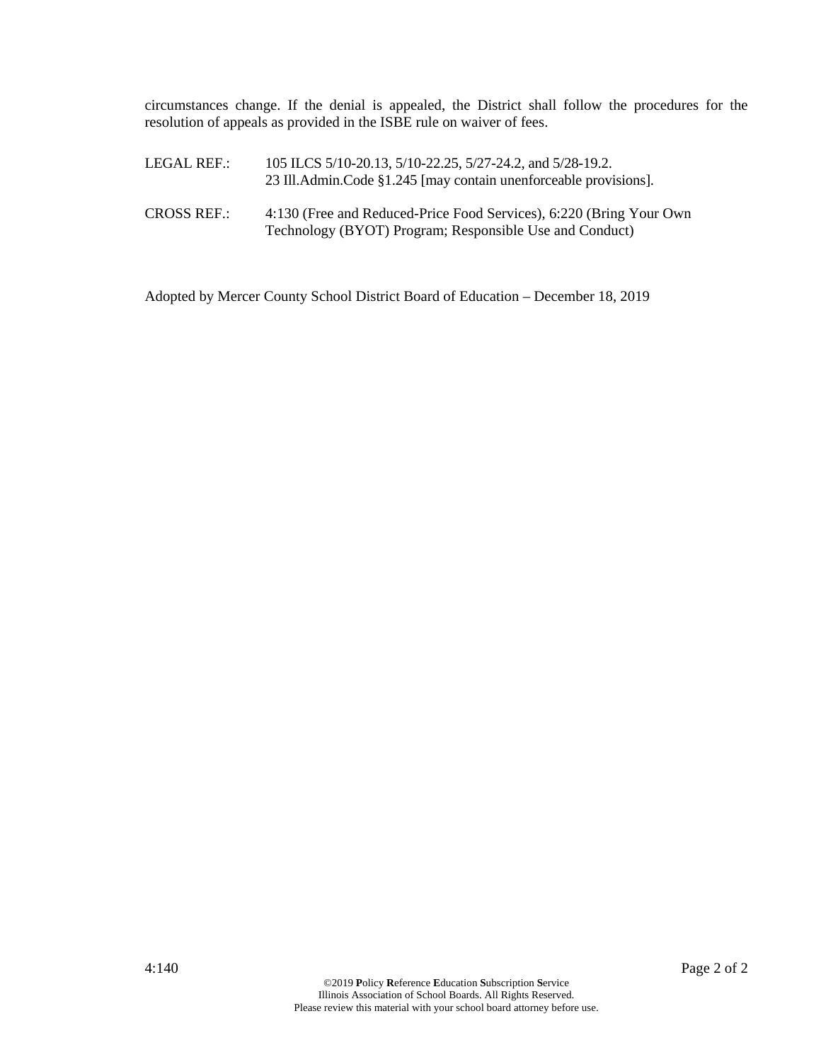circumstances change. If the denial is appealed, the District shall follow the procedures for the resolution of appeals as provided in the ISBE rule on waiver of fees.

LEGAL REF.: 105 ILCS 5/10-20.13, 5/10-22.25, 5/27-24.2, and 5/28-19.2.
23 Ill.Admin.Code §1.245 [may contain unenforceable provisions].

CROSS REF.: 4:130 (Free and Reduced-Price Food Services), 6:220 (Bring Your Own Technology (BYOT) Program; Responsible Use and Conduct)

Adopted by Mercer County School District Board of Education – December 18, 2019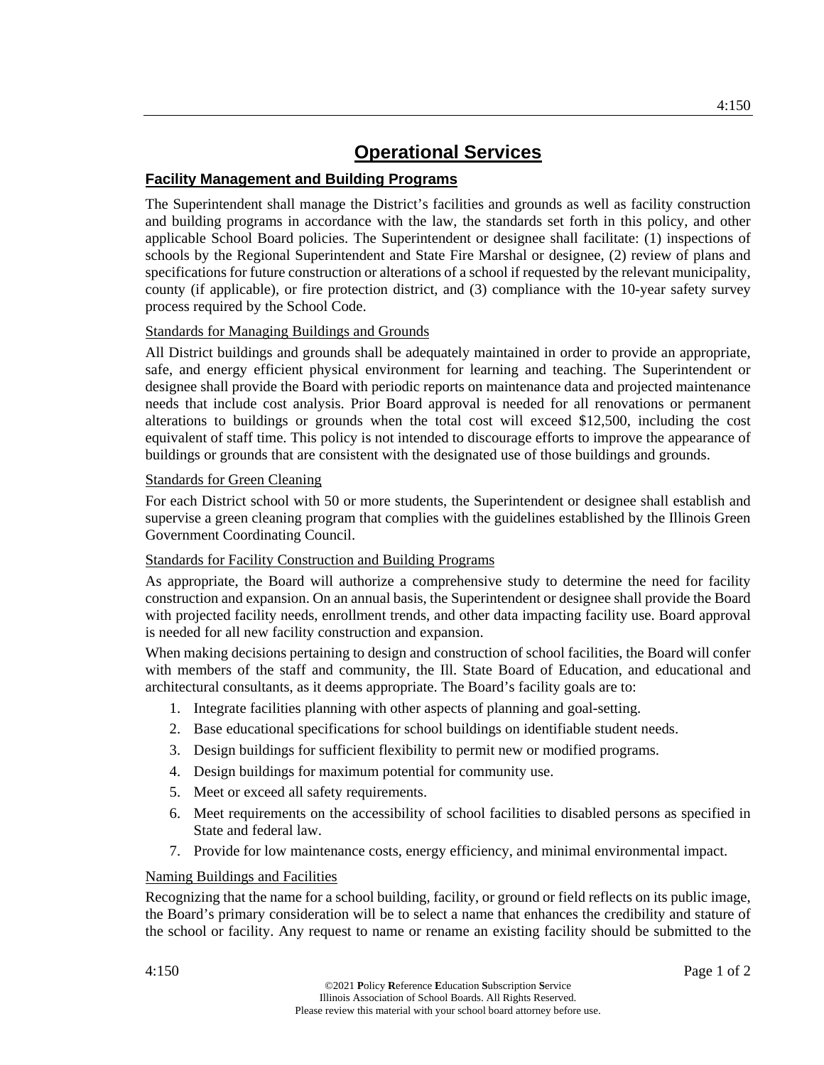# Operational Services

## Facility Management and Building Programs

The Superintendent shall manage the District's facilities and grounds as well as facility construction and building programs in accordance with the law, the standards set forth in this policy, and other applicable School Board policies. The Superintendent or designee shall facilitate: (1) inspections of schools by the Regional Superintendent and State Fire Marshal or designee, (2) review of plans and specifications for future construction or alterations of a school if requested by the relevant municipality, county (if applicable), or fire protection district, and (3) compliance with the 10-year safety survey process required by the School Code.

### Standards for Managing Buildings and Grounds

All District buildings and grounds shall be adequately maintained in order to provide an appropriate, safe, and energy efficient physical environment for learning and teaching. The Superintendent or designee shall provide the Board with periodic reports on maintenance data and projected maintenance needs that include cost analysis. Prior Board approval is needed for all renovations or permanent alterations to buildings or grounds when the total cost will exceed $12,500, including the cost equivalent of staff time. This policy is not intended to discourage efforts to improve the appearance of buildings or grounds that are consistent with the designated use of those buildings and grounds.

### Standards for Green Cleaning

For each District school with 50 or more students, the Superintendent or designee shall establish and supervise a green cleaning program that complies with the guidelines established by the Illinois Green Government Coordinating Council.

### Standards for Facility Construction and Building Programs

As appropriate, the Board will authorize a comprehensive study to determine the need for facility construction and expansion. On an annual basis, the Superintendent or designee shall provide the Board with projected facility needs, enrollment trends, and other data impacting facility use. Board approval is needed for all new facility construction and expansion.

When making decisions pertaining to design and construction of school facilities, the Board will confer with members of the staff and community, the Ill. State Board of Education, and educational and architectural consultants, as it deems appropriate. The Board's facility goals are to:

1. Integrate facilities planning with other aspects of planning and goal-setting.
2. Base educational specifications for school buildings on identifiable student needs.
3. Design buildings for sufficient flexibility to permit new or modified programs.
4. Design buildings for maximum potential for community use.
5. Meet or exceed all safety requirements.
6. Meet requirements on the accessibility of school facilities to disabled persons as specified in State and federal law.
7. Provide for low maintenance costs, energy efficiency, and minimal environmental impact.

### Naming Buildings and Facilities

Recognizing that the name for a school building, facility, or ground or field reflects on its public image, the Board's primary consideration will be to select a name that enhances the credibility and stature of the school or facility. Any request to name or rename an existing facility should be submitted to the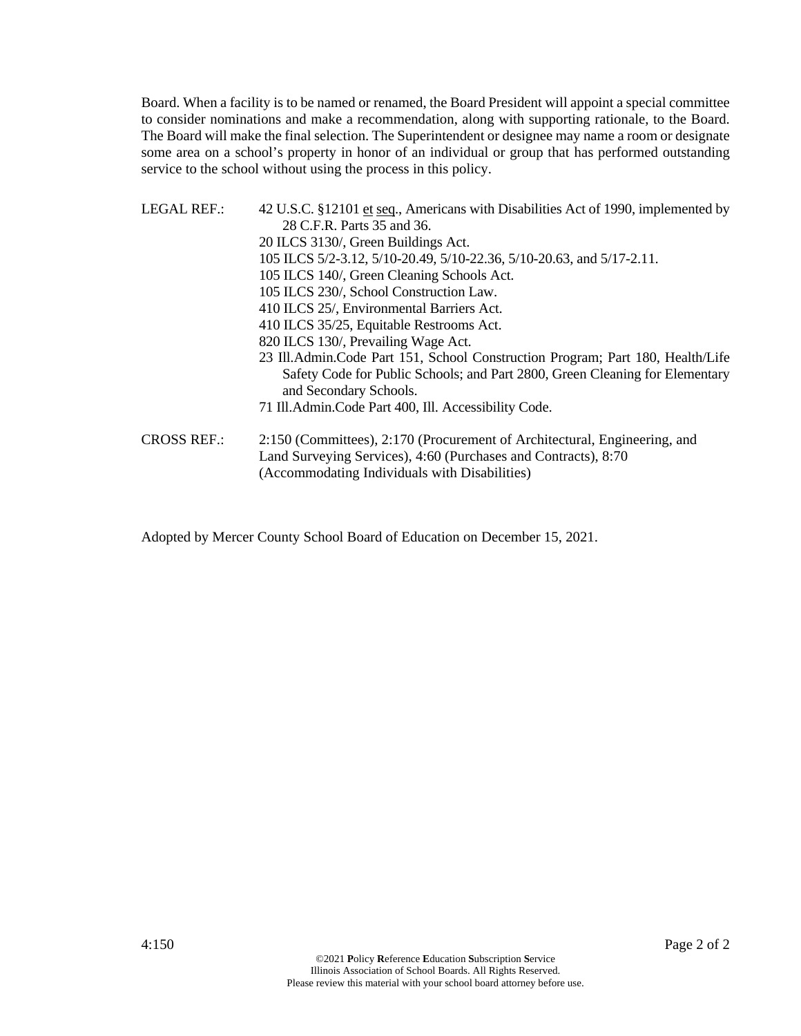Board. When a facility is to be named or renamed, the Board President will appoint a special committee to consider nominations and make a recommendation, along with supporting rationale, to the Board. The Board will make the final selection. The Superintendent or designee may name a room or designate some area on a school's property in honor of an individual or group that has performed outstanding service to the school without using the process in this policy.

LEGAL REF.: 42 U.S.C. §12101 et seq., Americans with Disabilities Act of 1990, implemented by 28 C.F.R. Parts 35 and 36.
20 ILCS 3130/, Green Buildings Act.
105 ILCS 5/2-3.12, 5/10-20.49, 5/10-22.36, 5/10-20.63, and 5/17-2.11.
105 ILCS 140/, Green Cleaning Schools Act.
105 ILCS 230/, School Construction Law.
410 ILCS 25/, Environmental Barriers Act.
410 ILCS 35/25, Equitable Restrooms Act.
820 ILCS 130/, Prevailing Wage Act.
23 Ill.Admin.Code Part 151, School Construction Program; Part 180, Health/Life Safety Code for Public Schools; and Part 2800, Green Cleaning for Elementary and Secondary Schools.
71 Ill.Admin.Code Part 400, Ill. Accessibility Code.

CROSS REF.: 2:150 (Committees), 2:170 (Procurement of Architectural, Engineering, and Land Surveying Services), 4:60 (Purchases and Contracts), 8:70 (Accommodating Individuals with Disabilities)

Adopted by Mercer County School Board of Education on December 15, 2021.

©2021 **P**olicy **R**eference **E**ducation **S**ubscription **S**ervice
Illinois Association of School Boards. All Rights Reserved.
Please review this material with your school board attorney before use.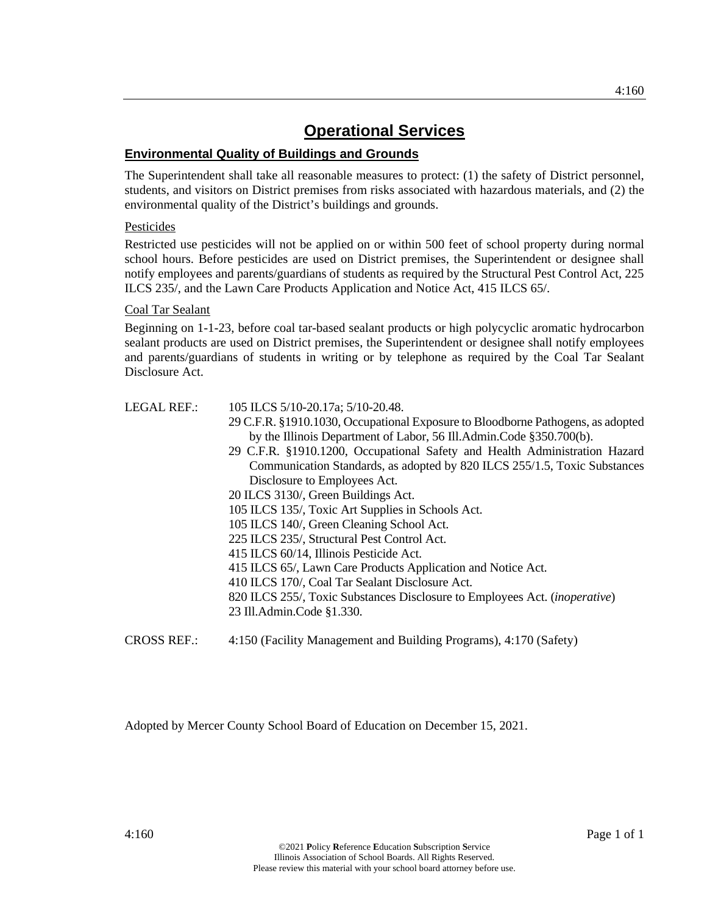# Operational Services

## Environmental Quality of Buildings and Grounds

The Superintendent shall take all reasonable measures to protect: (1) the safety of District personnel, students, and visitors on District premises from risks associated with hazardous materials, and (2) the environmental quality of the District's buildings and grounds.

### Pesticides

Restricted use pesticides will not be applied on or within 500 feet of school property during normal school hours. Before pesticides are used on District premises, the Superintendent or designee shall notify employees and parents/guardians of students as required by the Structural Pest Control Act, 225 ILCS 235/, and the Lawn Care Products Application and Notice Act, 415 ILCS 65/.

### Coal Tar Sealant

Beginning on 1-1-23, before coal tar-based sealant products or high polycyclic aromatic hydrocarbon sealant products are used on District premises, the Superintendent or designee shall notify employees and parents/guardians of students in writing or by telephone as required by the Coal Tar Sealant Disclosure Act.

LEGAL REF.:
105 ILCS 5/10-20.17a; 5/10-20.48.
29 C.F.R. §1910.1030, Occupational Exposure to Bloodborne Pathogens, as adopted by the Illinois Department of Labor, 56 Ill.Admin.Code §350.700(b).
29 C.F.R. §1910.1200, Occupational Safety and Health Administration Hazard Communication Standards, as adopted by 820 ILCS 255/1.5, Toxic Substances Disclosure to Employees Act.
20 ILCS 3130/, Green Buildings Act.
105 ILCS 135/, Toxic Art Supplies in Schools Act.
105 ILCS 140/, Green Cleaning School Act.
225 ILCS 235/, Structural Pest Control Act.
415 ILCS 60/14, Illinois Pesticide Act.
415 ILCS 65/, Lawn Care Products Application and Notice Act.
410 ILCS 170/, Coal Tar Sealant Disclosure Act.
820 ILCS 255/, Toxic Substances Disclosure to Employees Act. (*inoperative*)
23 Ill.Admin.Code §1.330.

CROSS REF.: 4:150 (Facility Management and Building Programs), 4:170 (Safety)

Adopted by Mercer County School Board of Education on December 15, 2021.

©2021 **P**olicy **R**eference **E**ducation **S**ubscription **S**ervice
Illinois Association of School Boards. All Rights Reserved.
Please review this material with your school board attorney before use.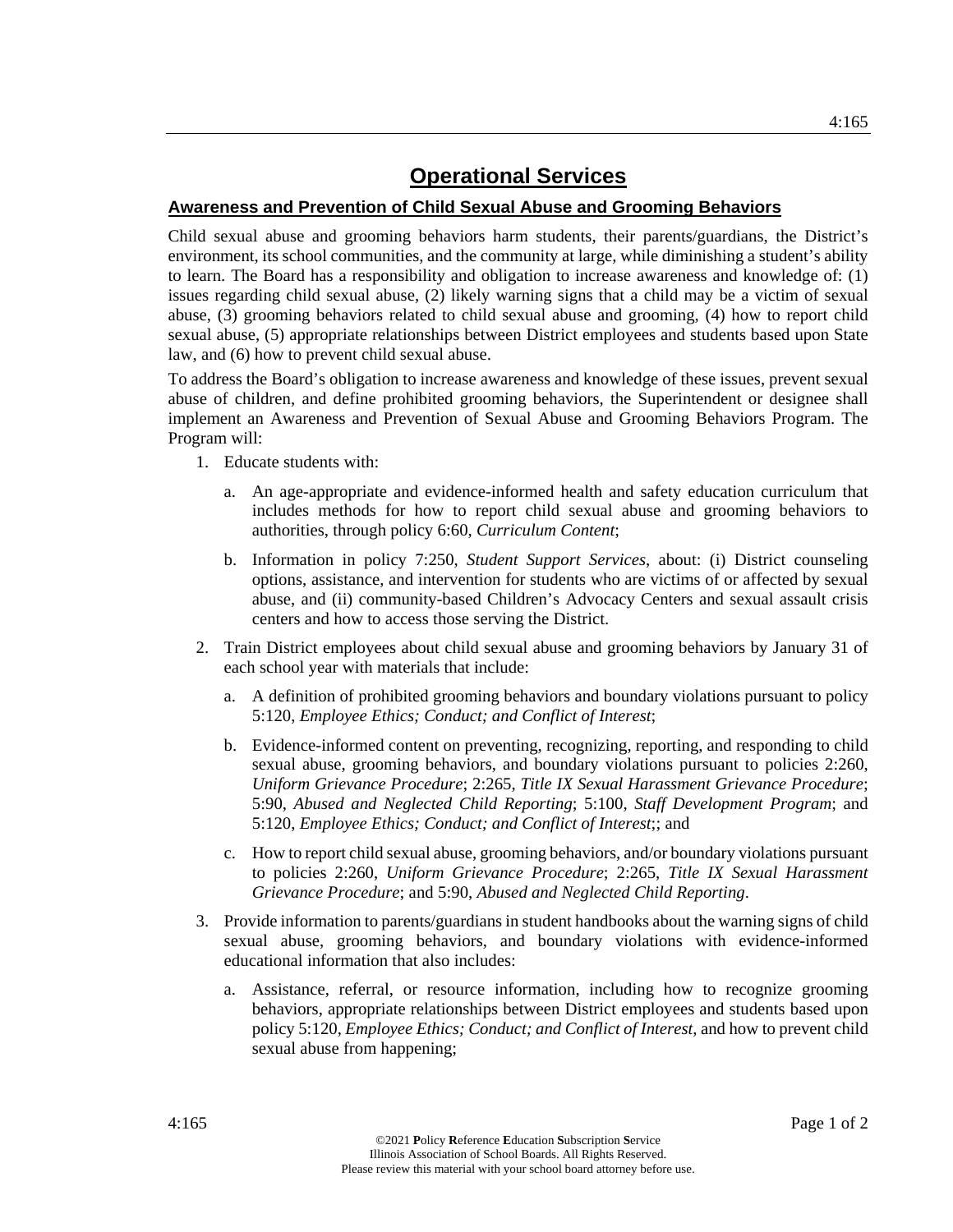# Operational Services

## Awareness and Prevention of Child Sexual Abuse and Grooming Behaviors

Child sexual abuse and grooming behaviors harm students, their parents/guardians, the District's environment, its school communities, and the community at large, while diminishing a student's ability to learn. The Board has a responsibility and obligation to increase awareness and knowledge of: (1) issues regarding child sexual abuse, (2) likely warning signs that a child may be a victim of sexual abuse, (3) grooming behaviors related to child sexual abuse and grooming, (4) how to report child sexual abuse, (5) appropriate relationships between District employees and students based upon State law, and (6) how to prevent child sexual abuse.

To address the Board's obligation to increase awareness and knowledge of these issues, prevent sexual abuse of children, and define prohibited grooming behaviors, the Superintendent or designee shall implement an Awareness and Prevention of Sexual Abuse and Grooming Behaviors Program. The Program will:

1. Educate students with:
   a. An age-appropriate and evidence-informed health and safety education curriculum that includes methods for how to report child sexual abuse and grooming behaviors to authorities, through policy 6:60, *Curriculum Content*;
   b. Information in policy 7:250, *Student Support Services*, about: (i) District counseling options, assistance, and intervention for students who are victims of or affected by sexual abuse, and (ii) community-based Children's Advocacy Centers and sexual assault crisis centers and how to access those serving the District.
2. Train District employees about child sexual abuse and grooming behaviors by January 31 of each school year with materials that include:
   a. A definition of prohibited grooming behaviors and boundary violations pursuant to policy 5:120, *Employee Ethics; Conduct; and Conflict of Interest*;
   b. Evidence-informed content on preventing, recognizing, reporting, and responding to child sexual abuse, grooming behaviors, and boundary violations pursuant to policies 2:260, *Uniform Grievance Procedure*; 2:265, *Title IX Sexual Harassment Grievance Procedure*; 5:90, *Abused and Neglected Child Reporting*; 5:100, *Staff Development Program*; and 5:120, *Employee Ethics; Conduct; and Conflict of Interest*;; and
   c. How to report child sexual abuse, grooming behaviors, and/or boundary violations pursuant to policies 2:260, *Uniform Grievance Procedure*; 2:265, *Title IX Sexual Harassment Grievance Procedure*; and 5:90, *Abused and Neglected Child Reporting*.
3. Provide information to parents/guardians in student handbooks about the warning signs of child sexual abuse, grooming behaviors, and boundary violations with evidence-informed educational information that also includes:
   a. Assistance, referral, or resource information, including how to recognize grooming behaviors, appropriate relationships between District employees and students based upon policy 5:120, *Employee Ethics; Conduct; and Conflict of Interest*, and how to prevent child sexual abuse from happening;

©2021 **P**olicy **R**eference **E**ducation **S**ubscription **S**ervice
Illinois Association of School Boards. All Rights Reserved.
Please review this material with your school board attorney before use.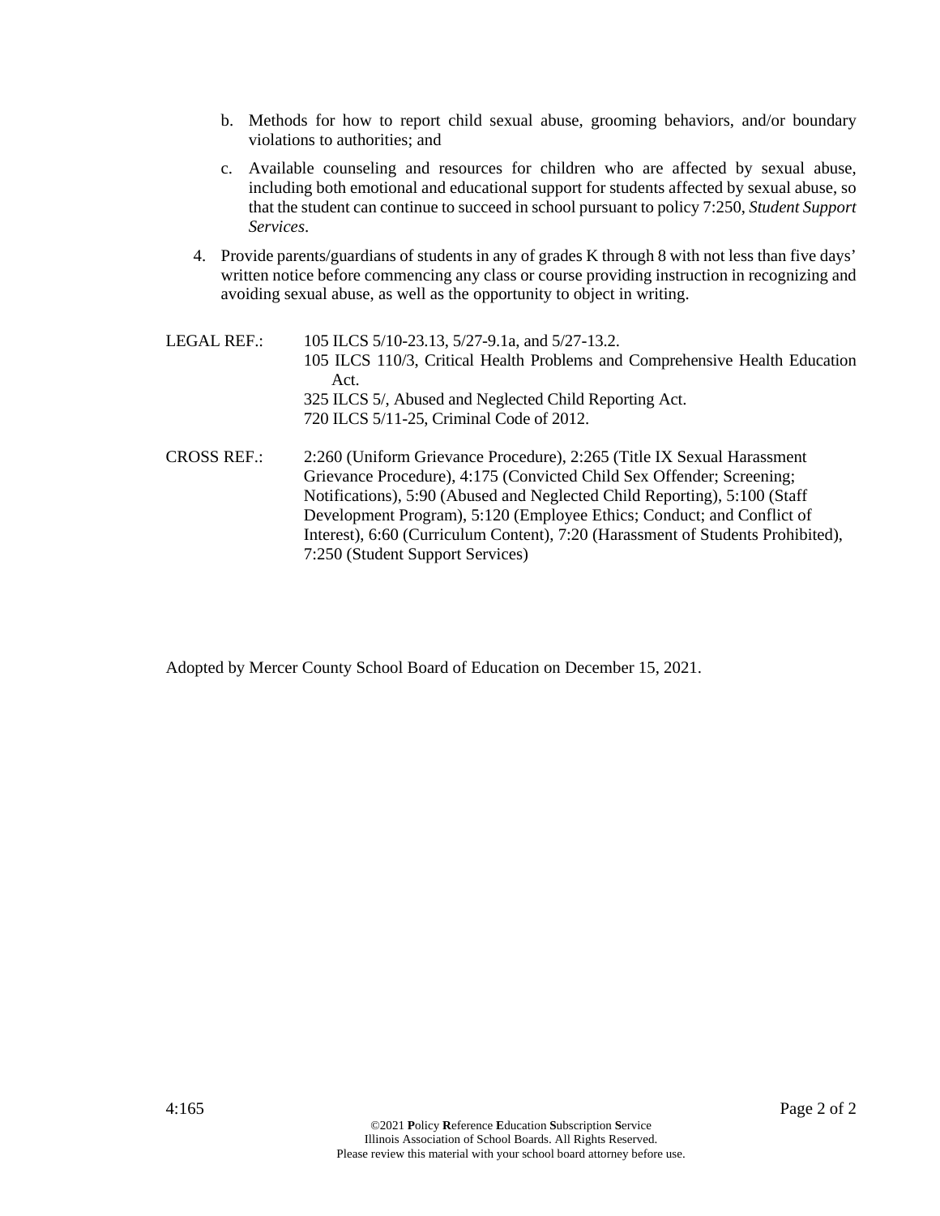b. Methods for how to report child sexual abuse, grooming behaviors, and/or boundary violations to authorities; and

   c. Available counseling and resources for children who are affected by sexual abuse, including both emotional and educational support for students affected by sexual abuse, so that the student can continue to succeed in school pursuant to policy 7:250, *Student Support Services*.

4. Provide parents/guardians of students in any of grades K through 8 with not less than five days' written notice before commencing any class or course providing instruction in recognizing and avoiding sexual abuse, as well as the opportunity to object in writing.

LEGAL REF.: 105 ILCS 5/10-23.13, 5/27-9.1a, and 5/27-13.2.
105 ILCS 110/3, Critical Health Problems and Comprehensive Health Education Act.
325 ILCS 5/, Abused and Neglected Child Reporting Act.
720 ILCS 5/11-25, Criminal Code of 2012.

CROSS REF.: 2:260 (Uniform Grievance Procedure), 2:265 (Title IX Sexual Harassment Grievance Procedure), 4:175 (Convicted Child Sex Offender; Screening; Notifications), 5:90 (Abused and Neglected Child Reporting), 5:100 (Staff Development Program), 5:120 (Employee Ethics; Conduct; and Conflict of Interest), 6:60 (Curriculum Content), 7:20 (Harassment of Students Prohibited), 7:250 (Student Support Services)

Adopted by Mercer County School Board of Education on December 15, 2021.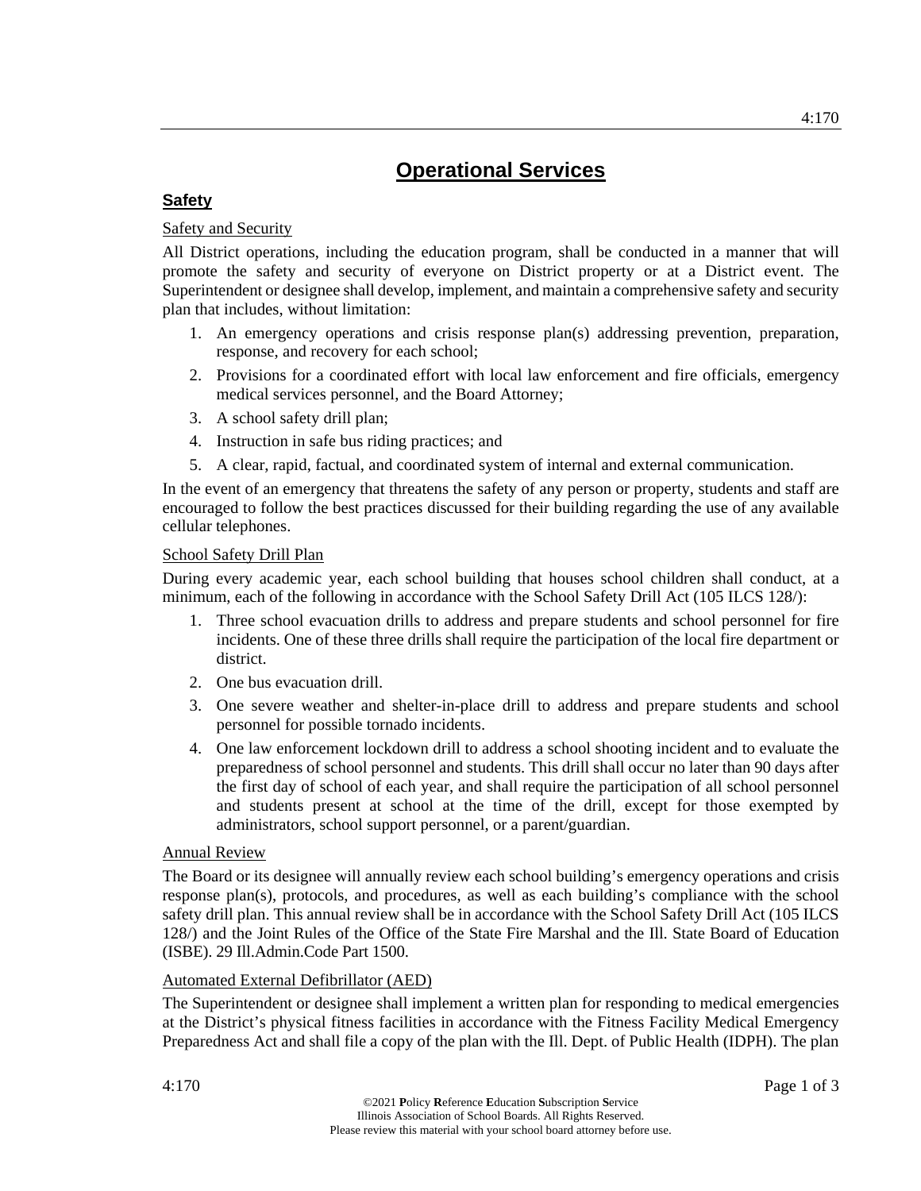# Operational Services

## Safety

### Safety and Security

All District operations, including the education program, shall be conducted in a manner that will promote the safety and security of everyone on District property or at a District event. The Superintendent or designee shall develop, implement, and maintain a comprehensive safety and security plan that includes, without limitation:

1. An emergency operations and crisis response plan(s) addressing prevention, preparation, response, and recovery for each school;
2. Provisions for a coordinated effort with local law enforcement and fire officials, emergency medical services personnel, and the Board Attorney;
3. A school safety drill plan;
4. Instruction in safe bus riding practices; and
5. A clear, rapid, factual, and coordinated system of internal and external communication.

In the event of an emergency that threatens the safety of any person or property, students and staff are encouraged to follow the best practices discussed for their building regarding the use of any available cellular telephones.

### School Safety Drill Plan

During every academic year, each school building that houses school children shall conduct, at a minimum, each of the following in accordance with the School Safety Drill Act (105 ILCS 128/):

1. Three school evacuation drills to address and prepare students and school personnel for fire incidents. One of these three drills shall require the participation of the local fire department or district.
2. One bus evacuation drill.
3. One severe weather and shelter-in-place drill to address and prepare students and school personnel for possible tornado incidents.
4. One law enforcement lockdown drill to address a school shooting incident and to evaluate the preparedness of school personnel and students. This drill shall occur no later than 90 days after the first day of school of each year, and shall require the participation of all school personnel and students present at school at the time of the drill, except for those exempted by administrators, school support personnel, or a parent/guardian.

### Annual Review

The Board or its designee will annually review each school building's emergency operations and crisis response plan(s), protocols, and procedures, as well as each building's compliance with the school safety drill plan. This annual review shall be in accordance with the School Safety Drill Act (105 ILCS 128/) and the Joint Rules of the Office of the State Fire Marshal and the Ill. State Board of Education (ISBE). 29 Ill.Admin.Code Part 1500.

### Automated External Defibrillator (AED)

The Superintendent or designee shall implement a written plan for responding to medical emergencies at the District's physical fitness facilities in accordance with the Fitness Facility Medical Emergency Preparedness Act and shall file a copy of the plan with the Ill. Dept. of Public Health (IDPH). The plan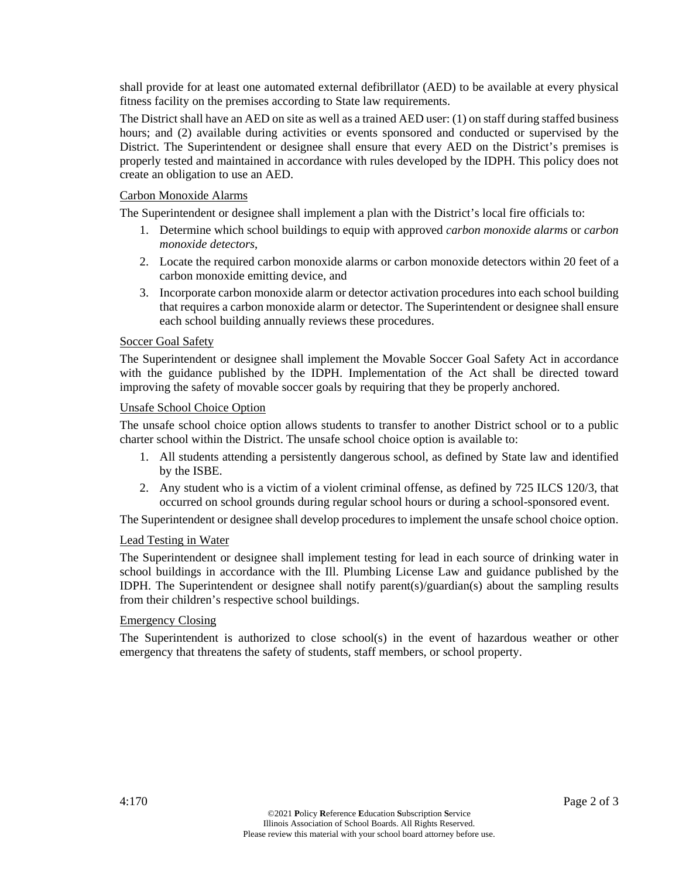shall provide for at least one automated external defibrillator (AED) to be available at every physical fitness facility on the premises according to State law requirements.

The District shall have an AED on site as well as a trained AED user: (1) on staff during staffed business hours; and (2) available during activities or events sponsored and conducted or supervised by the District. The Superintendent or designee shall ensure that every AED on the District's premises is properly tested and maintained in accordance with rules developed by the IDPH. This policy does not create an obligation to use an AED.

### Carbon Monoxide Alarms

The Superintendent or designee shall implement a plan with the District's local fire officials to:

1. Determine which school buildings to equip with approved *carbon monoxide alarms* or *carbon monoxide detectors*,
2. Locate the required carbon monoxide alarms or carbon monoxide detectors within 20 feet of a carbon monoxide emitting device, and
3. Incorporate carbon monoxide alarm or detector activation procedures into each school building that requires a carbon monoxide alarm or detector. The Superintendent or designee shall ensure each school building annually reviews these procedures.

### Soccer Goal Safety

The Superintendent or designee shall implement the Movable Soccer Goal Safety Act in accordance with the guidance published by the IDPH. Implementation of the Act shall be directed toward improving the safety of movable soccer goals by requiring that they be properly anchored.

### Unsafe School Choice Option

The unsafe school choice option allows students to transfer to another District school or to a public charter school within the District. The unsafe school choice option is available to:

1. All students attending a persistently dangerous school, as defined by State law and identified by the ISBE.
2. Any student who is a victim of a violent criminal offense, as defined by 725 ILCS 120/3, that occurred on school grounds during regular school hours or during a school-sponsored event.

The Superintendent or designee shall develop procedures to implement the unsafe school choice option.

### Lead Testing in Water

The Superintendent or designee shall implement testing for lead in each source of drinking water in school buildings in accordance with the Ill. Plumbing License Law and guidance published by the IDPH. The Superintendent or designee shall notify parent(s)/guardian(s) about the sampling results from their children's respective school buildings.

### Emergency Closing

The Superintendent is authorized to close school(s) in the event of hazardous weather or other emergency that threatens the safety of students, staff members, or school property.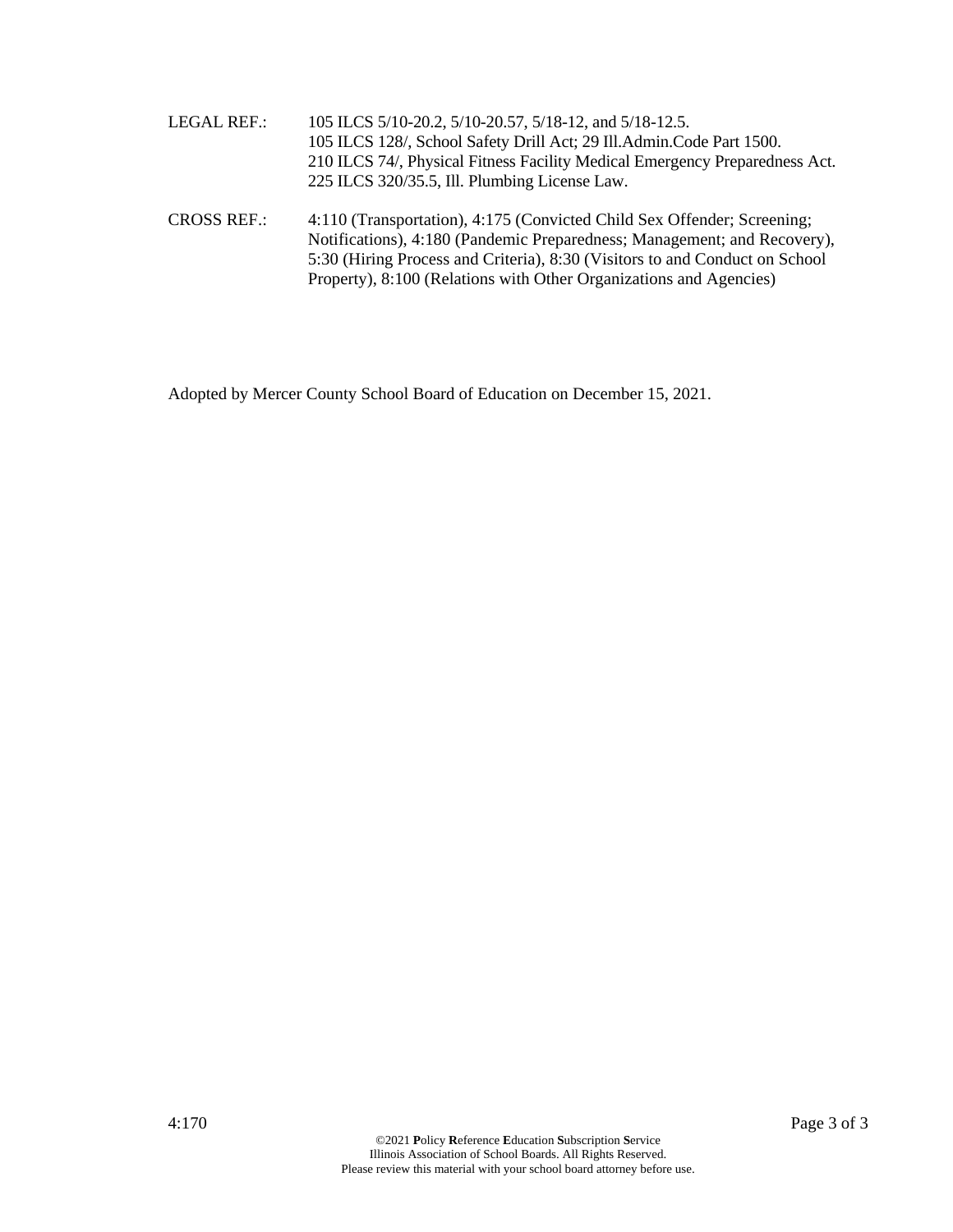LEGAL REF.: 105 ILCS 5/10-20.2, 5/10-20.57, 5/18-12, and 5/18-12.5.
105 ILCS 128/, School Safety Drill Act; 29 Ill.Admin.Code Part 1500.
210 ILCS 74/, Physical Fitness Facility Medical Emergency Preparedness Act.
225 ILCS 320/35.5, Ill. Plumbing License Law.

CROSS REF.: 4:110 (Transportation), 4:175 (Convicted Child Sex Offender; Screening; Notifications), 4:180 (Pandemic Preparedness; Management; and Recovery), 5:30 (Hiring Process and Criteria), 8:30 (Visitors to and Conduct on School Property), 8:100 (Relations with Other Organizations and Agencies)

Adopted by Mercer County School Board of Education on December 15, 2021.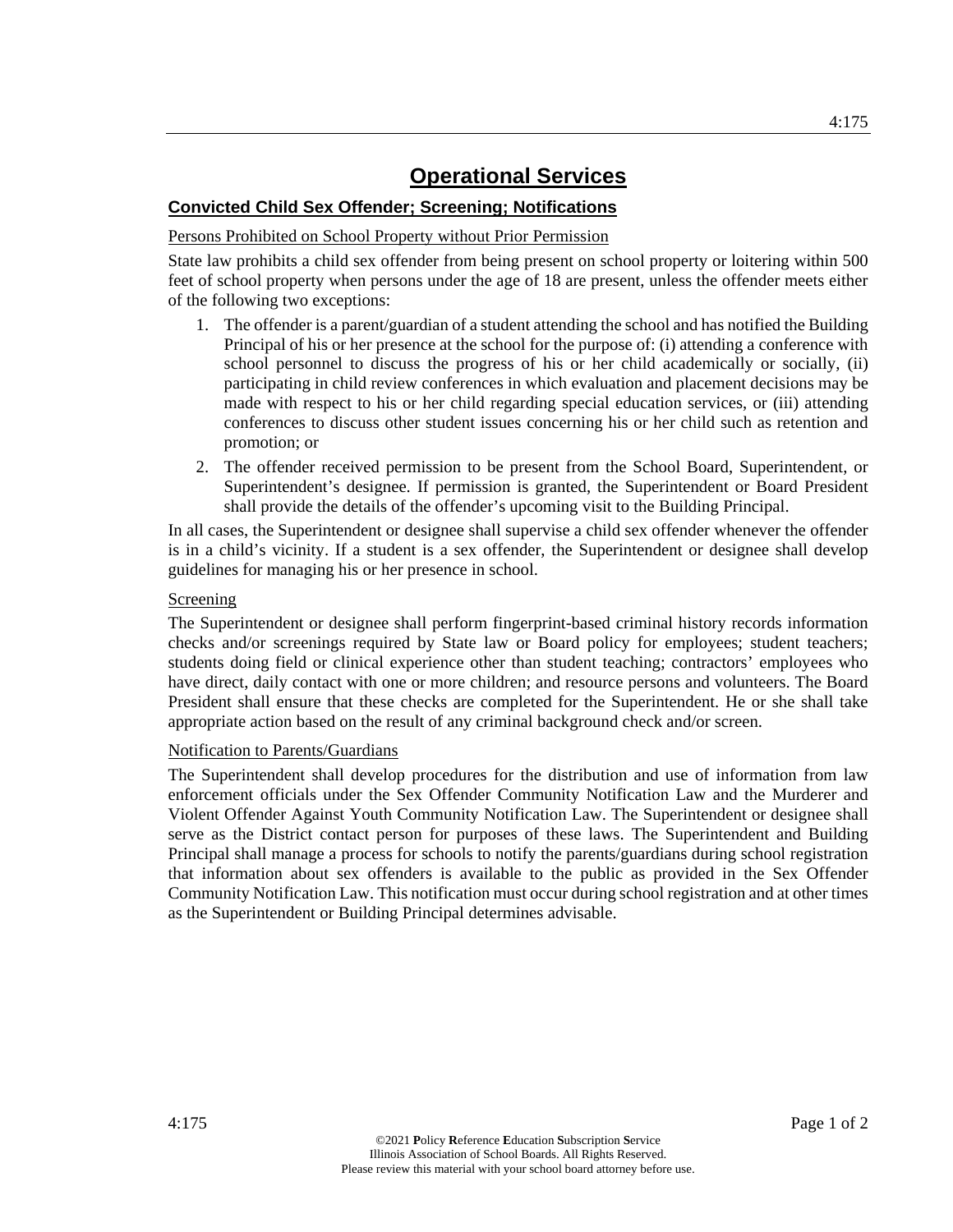# Operational Services

## Convicted Child Sex Offender; Screening; Notifications

### Persons Prohibited on School Property without Prior Permission

State law prohibits a child sex offender from being present on school property or loitering within 500 feet of school property when persons under the age of 18 are present, unless the offender meets either of the following two exceptions:

1. The offender is a parent/guardian of a student attending the school and has notified the Building Principal of his or her presence at the school for the purpose of: (i) attending a conference with school personnel to discuss the progress of his or her child academically or socially, (ii) participating in child review conferences in which evaluation and placement decisions may be made with respect to his or her child regarding special education services, or (iii) attending conferences to discuss other student issues concerning his or her child such as retention and promotion; or
2. The offender received permission to be present from the School Board, Superintendent, or Superintendent's designee. If permission is granted, the Superintendent or Board President shall provide the details of the offender's upcoming visit to the Building Principal.

In all cases, the Superintendent or designee shall supervise a child sex offender whenever the offender is in a child's vicinity. If a student is a sex offender, the Superintendent or designee shall develop guidelines for managing his or her presence in school.

### Screening

The Superintendent or designee shall perform fingerprint-based criminal history records information checks and/or screenings required by State law or Board policy for employees; student teachers; students doing field or clinical experience other than student teaching; contractors' employees who have direct, daily contact with one or more children; and resource persons and volunteers. The Board President shall ensure that these checks are completed for the Superintendent. He or she shall take appropriate action based on the result of any criminal background check and/or screen.

### Notification to Parents/Guardians

The Superintendent shall develop procedures for the distribution and use of information from law enforcement officials under the Sex Offender Community Notification Law and the Murderer and Violent Offender Against Youth Community Notification Law. The Superintendent or designee shall serve as the District contact person for purposes of these laws. The Superintendent and Building Principal shall manage a process for schools to notify the parents/guardians during school registration that information about sex offenders is available to the public as provided in the Sex Offender Community Notification Law. This notification must occur during school registration and at other times as the Superintendent or Building Principal determines advisable.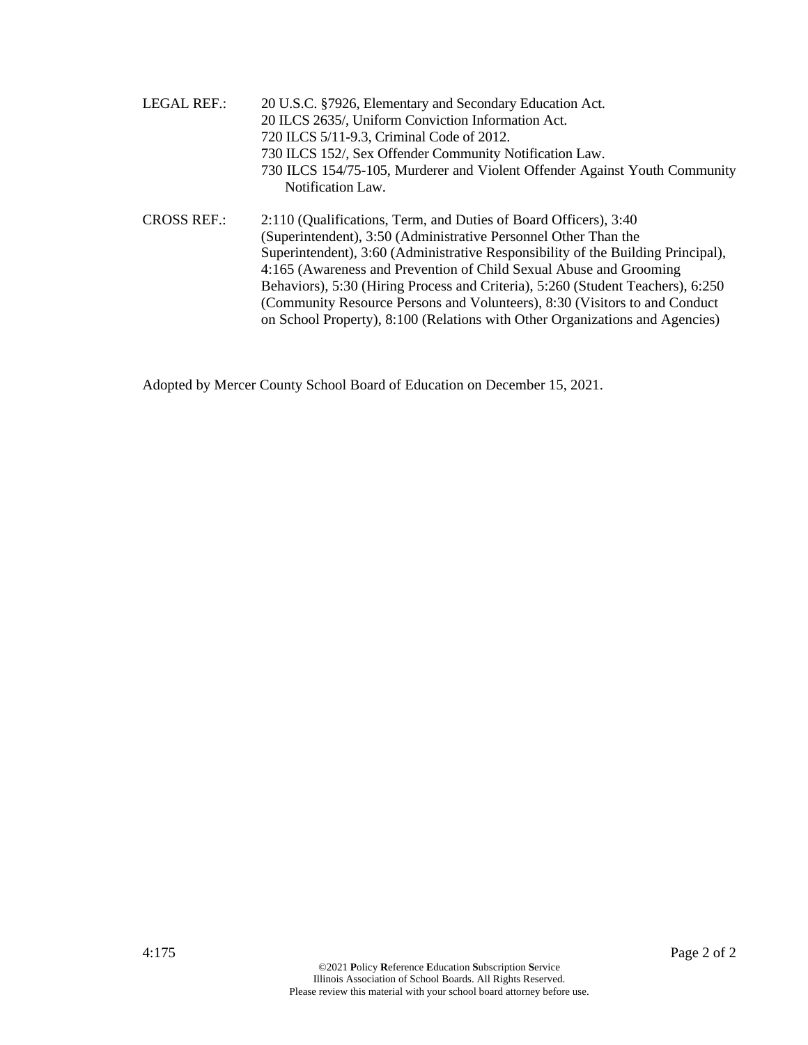LEGAL REF.: 20 U.S.C. §7926, Elementary and Secondary Education Act.
20 ILCS 2635/, Uniform Conviction Information Act.
720 ILCS 5/11-9.3, Criminal Code of 2012.
730 ILCS 152/, Sex Offender Community Notification Law.
730 ILCS 154/75-105, Murderer and Violent Offender Against Youth Community Notification Law.

CROSS REF.: 2:110 (Qualifications, Term, and Duties of Board Officers), 3:40 (Superintendent), 3:50 (Administrative Personnel Other Than the Superintendent), 3:60 (Administrative Responsibility of the Building Principal), 4:165 (Awareness and Prevention of Child Sexual Abuse and Grooming Behaviors), 5:30 (Hiring Process and Criteria), 5:260 (Student Teachers), 6:250 (Community Resource Persons and Volunteers), 8:30 (Visitors to and Conduct on School Property), 8:100 (Relations with Other Organizations and Agencies)

Adopted by Mercer County School Board of Education on December 15, 2021.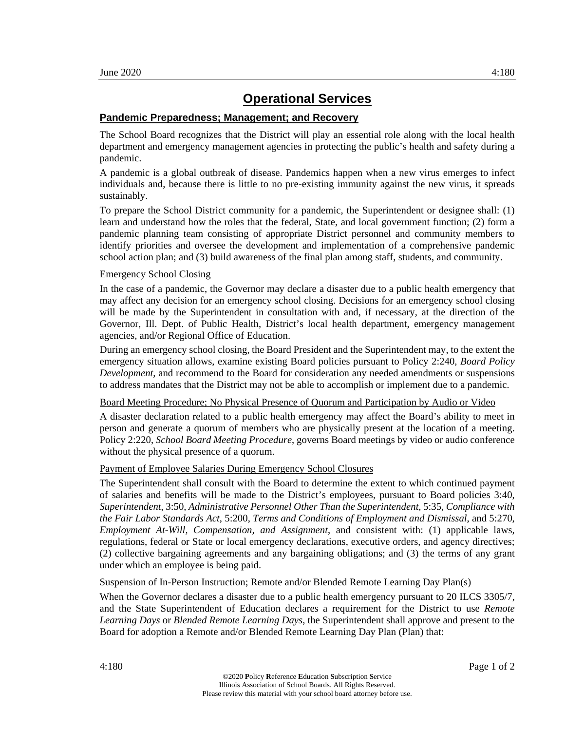# Operational Services

## Pandemic Preparedness; Management; and Recovery

The School Board recognizes that the District will play an essential role along with the local health department and emergency management agencies in protecting the public's health and safety during a pandemic.

A pandemic is a global outbreak of disease. Pandemics happen when a new virus emerges to infect individuals and, because there is little to no pre-existing immunity against the new virus, it spreads sustainably.

To prepare the School District community for a pandemic, the Superintendent or designee shall: (1) learn and understand how the roles that the federal, State, and local government function; (2) form a pandemic planning team consisting of appropriate District personnel and community members to identify priorities and oversee the development and implementation of a comprehensive pandemic school action plan; and (3) build awareness of the final plan among staff, students, and community.

### Emergency School Closing

In the case of a pandemic, the Governor may declare a disaster due to a public health emergency that may affect any decision for an emergency school closing. Decisions for an emergency school closing will be made by the Superintendent in consultation with and, if necessary, at the direction of the Governor, Ill. Dept. of Public Health, District's local health department, emergency management agencies, and/or Regional Office of Education.

During an emergency school closing, the Board President and the Superintendent may, to the extent the emergency situation allows, examine existing Board policies pursuant to Policy 2:240, *Board Policy Development*, and recommend to the Board for consideration any needed amendments or suspensions to address mandates that the District may not be able to accomplish or implement due to a pandemic.

### Board Meeting Procedure; No Physical Presence of Quorum and Participation by Audio or Video

A disaster declaration related to a public health emergency may affect the Board's ability to meet in person and generate a quorum of members who are physically present at the location of a meeting. Policy 2:220, *School Board Meeting Procedure*, governs Board meetings by video or audio conference without the physical presence of a quorum.

### Payment of Employee Salaries During Emergency School Closures

The Superintendent shall consult with the Board to determine the extent to which continued payment of salaries and benefits will be made to the District's employees, pursuant to Board policies 3:40, *Superintendent*, 3:50, *Administrative Personnel Other Than the Superintendent*, 5:35, *Compliance with the Fair Labor Standards Act*, 5:200, *Terms and Conditions of Employment and Dismissal*, and 5:270, *Employment At-Will, Compensation, and Assignment*, and consistent with: (1) applicable laws, regulations, federal or State or local emergency declarations, executive orders, and agency directives; (2) collective bargaining agreements and any bargaining obligations; and (3) the terms of any grant under which an employee is being paid.

### Suspension of In-Person Instruction; Remote and/or Blended Remote Learning Day Plan(s)

When the Governor declares a disaster due to a public health emergency pursuant to 20 ILCS 3305/7, and the State Superintendent of Education declares a requirement for the District to use *Remote Learning Days* or *Blended Remote Learning Days*, the Superintendent shall approve and present to the Board for adoption a Remote and/or Blended Remote Learning Day Plan (Plan) that:

©2020 **P**olicy **R**eference **E**ducation **S**ubscription **S**ervice
Illinois Association of School Boards. All Rights Reserved.
Please review this material with your school board attorney before use.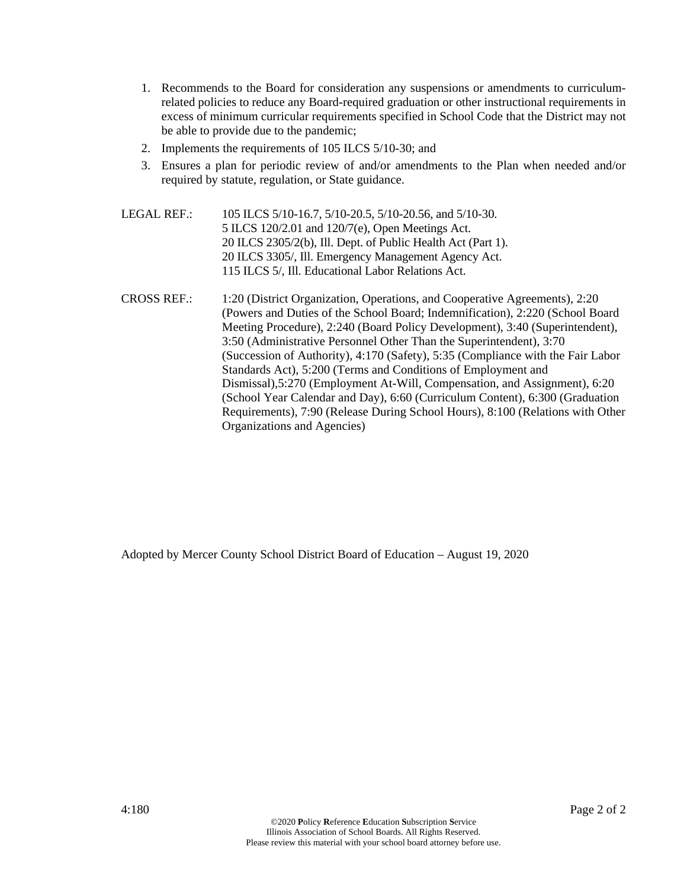1. Recommends to the Board for consideration any suspensions or amendments to curriculum-related policies to reduce any Board-required graduation or other instructional requirements in excess of minimum curricular requirements specified in School Code that the District may not be able to provide due to the pandemic;
2. Implements the requirements of 105 ILCS 5/10-30; and
3. Ensures a plan for periodic review of and/or amendments to the Plan when needed and/or required by statute, regulation, or State guidance.

LEGAL REF.: 105 ILCS 5/10-16.7, 5/10-20.5, 5/10-20.56, and 5/10-30.
5 ILCS 120/2.01 and 120/7(e), Open Meetings Act.
20 ILCS 2305/2(b), Ill. Dept. of Public Health Act (Part 1).
20 ILCS 3305/, Ill. Emergency Management Agency Act.
115 ILCS 5/, Ill. Educational Labor Relations Act.

CROSS REF.: 1:20 (District Organization, Operations, and Cooperative Agreements), 2:20 (Powers and Duties of the School Board; Indemnification), 2:220 (School Board Meeting Procedure), 2:240 (Board Policy Development), 3:40 (Superintendent), 3:50 (Administrative Personnel Other Than the Superintendent), 3:70 (Succession of Authority), 4:170 (Safety), 5:35 (Compliance with the Fair Labor Standards Act), 5:200 (Terms and Conditions of Employment and Dismissal),5:270 (Employment At-Will, Compensation, and Assignment), 6:20 (School Year Calendar and Day), 6:60 (Curriculum Content), 6:300 (Graduation Requirements), 7:90 (Release During School Hours), 8:100 (Relations with Other Organizations and Agencies)

Adopted by Mercer County School District Board of Education – August 19, 2020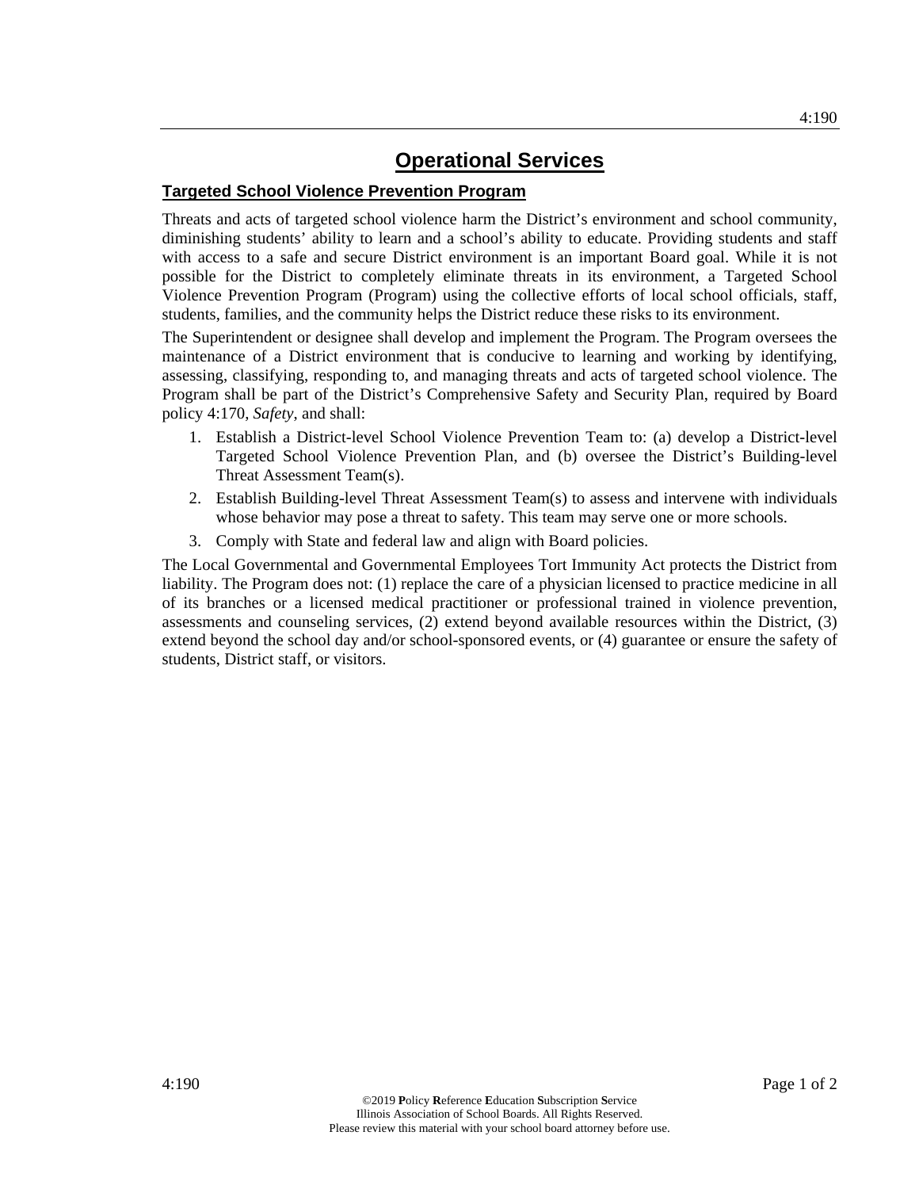# Operational Services

## Targeted School Violence Prevention Program

Threats and acts of targeted school violence harm the District's environment and school community, diminishing students' ability to learn and a school's ability to educate. Providing students and staff with access to a safe and secure District environment is an important Board goal. While it is not possible for the District to completely eliminate threats in its environment, a Targeted School Violence Prevention Program (Program) using the collective efforts of local school officials, staff, students, families, and the community helps the District reduce these risks to its environment.

The Superintendent or designee shall develop and implement the Program. The Program oversees the maintenance of a District environment that is conducive to learning and working by identifying, assessing, classifying, responding to, and managing threats and acts of targeted school violence. The Program shall be part of the District's Comprehensive Safety and Security Plan, required by Board policy 4:170, *Safety*, and shall:

1. Establish a District-level School Violence Prevention Team to: (a) develop a District-level Targeted School Violence Prevention Plan, and (b) oversee the District's Building-level Threat Assessment Team(s).
2. Establish Building-level Threat Assessment Team(s) to assess and intervene with individuals whose behavior may pose a threat to safety. This team may serve one or more schools.
3. Comply with State and federal law and align with Board policies.

The Local Governmental and Governmental Employees Tort Immunity Act protects the District from liability. The Program does not: (1) replace the care of a physician licensed to practice medicine in all of its branches or a licensed medical practitioner or professional trained in violence prevention, assessments and counseling services, (2) extend beyond available resources within the District, (3) extend beyond the school day and/or school-sponsored events, or (4) guarantee or ensure the safety of students, District staff, or visitors.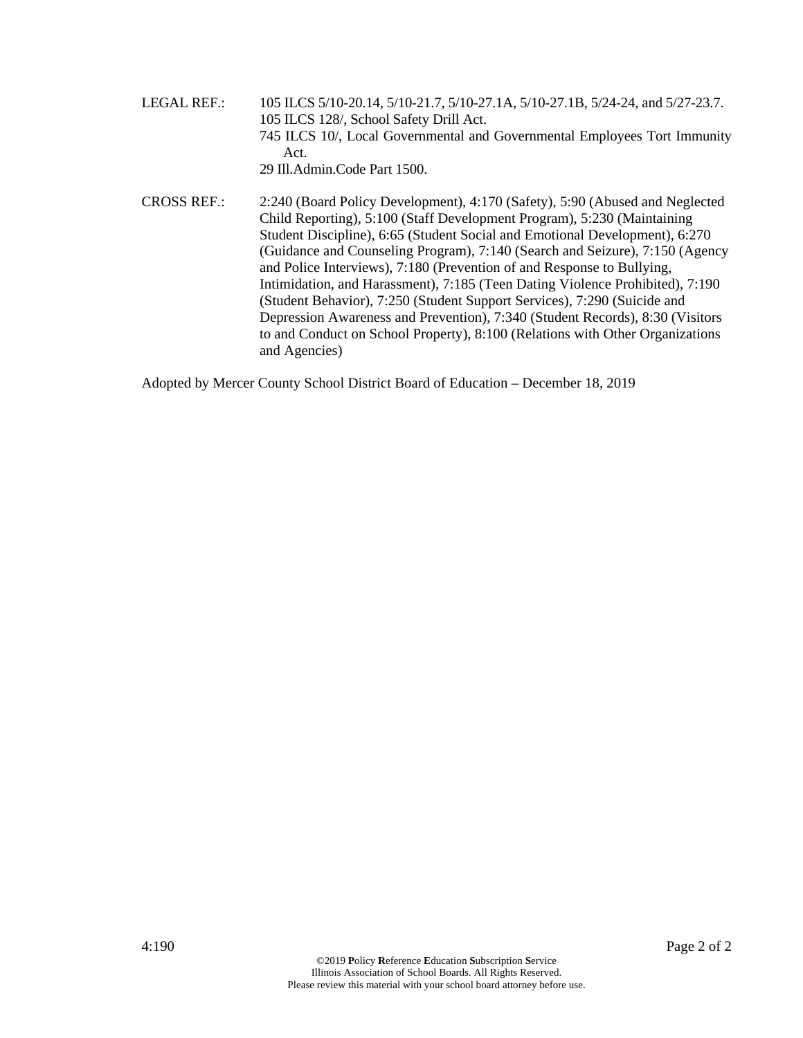LEGAL REF.: 105 ILCS 5/10-20.14, 5/10-21.7, 5/10-27.1A, 5/10-27.1B, 5/24-24, and 5/27-23.7.
105 ILCS 128/, School Safety Drill Act.
745 ILCS 10/, Local Governmental and Governmental Employees Tort Immunity Act.
29 Ill.Admin.Code Part 1500.

CROSS REF.: 2:240 (Board Policy Development), 4:170 (Safety), 5:90 (Abused and Neglected Child Reporting), 5:100 (Staff Development Program), 5:230 (Maintaining Student Discipline), 6:65 (Student Social and Emotional Development), 6:270 (Guidance and Counseling Program), 7:140 (Search and Seizure), 7:150 (Agency and Police Interviews), 7:180 (Prevention of and Response to Bullying, Intimidation, and Harassment), 7:185 (Teen Dating Violence Prohibited), 7:190 (Student Behavior), 7:250 (Student Support Services), 7:290 (Suicide and Depression Awareness and Prevention), 7:340 (Student Records), 8:30 (Visitors to and Conduct on School Property), 8:100 (Relations with Other Organizations and Agencies)

Adopted by Mercer County School District Board of Education – December 18, 2019